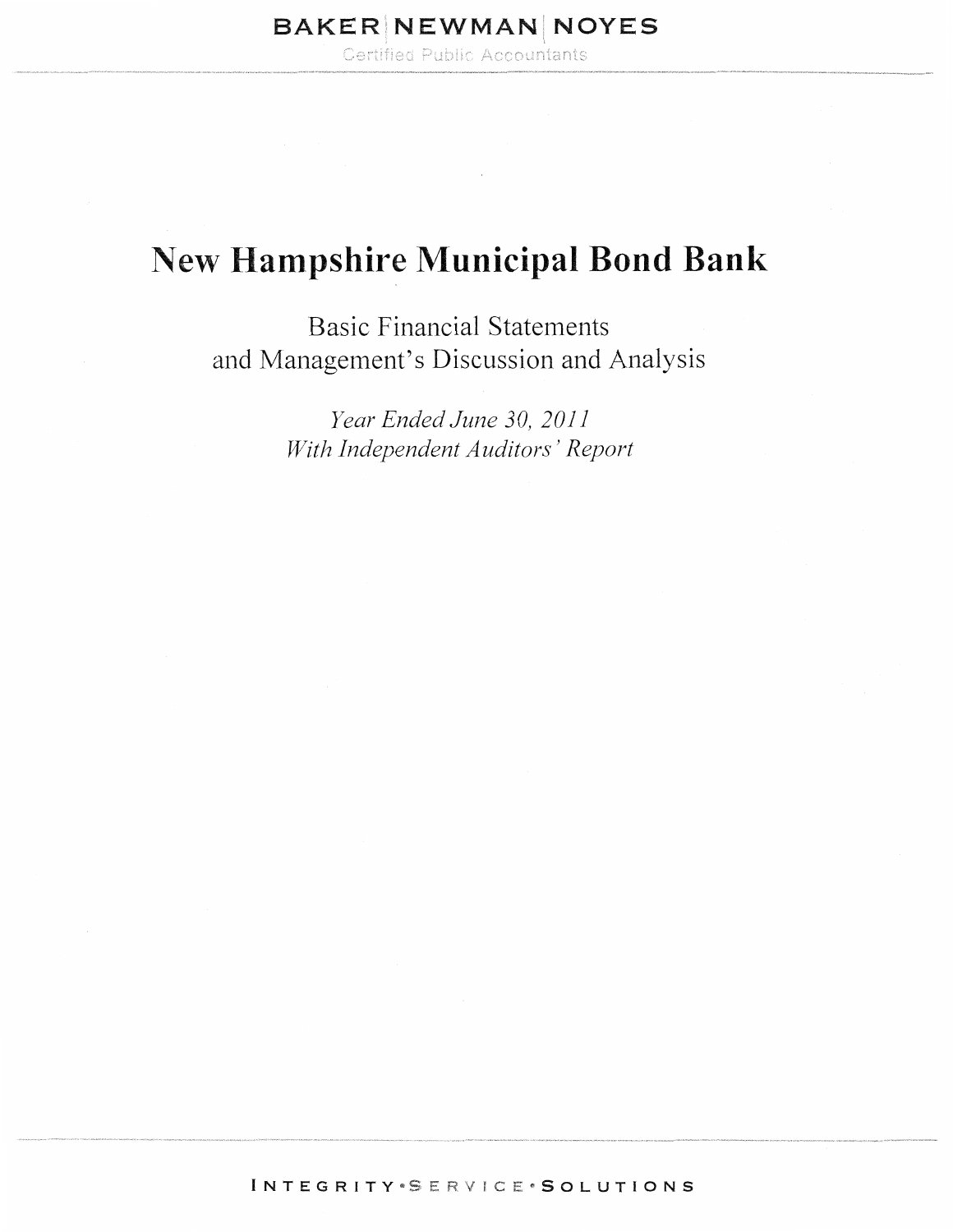BAKER | NEWMAN | NOYES

Certified Public Accountants

# New Hampshire Municipal Bond Bank

Basic Financial Statements
and Management's Discussion and Analysis

*Year Ended June 30, 2011*
*With Independent Auditors' Report*

INTEGRITY • SERVICE • SOLUTIONS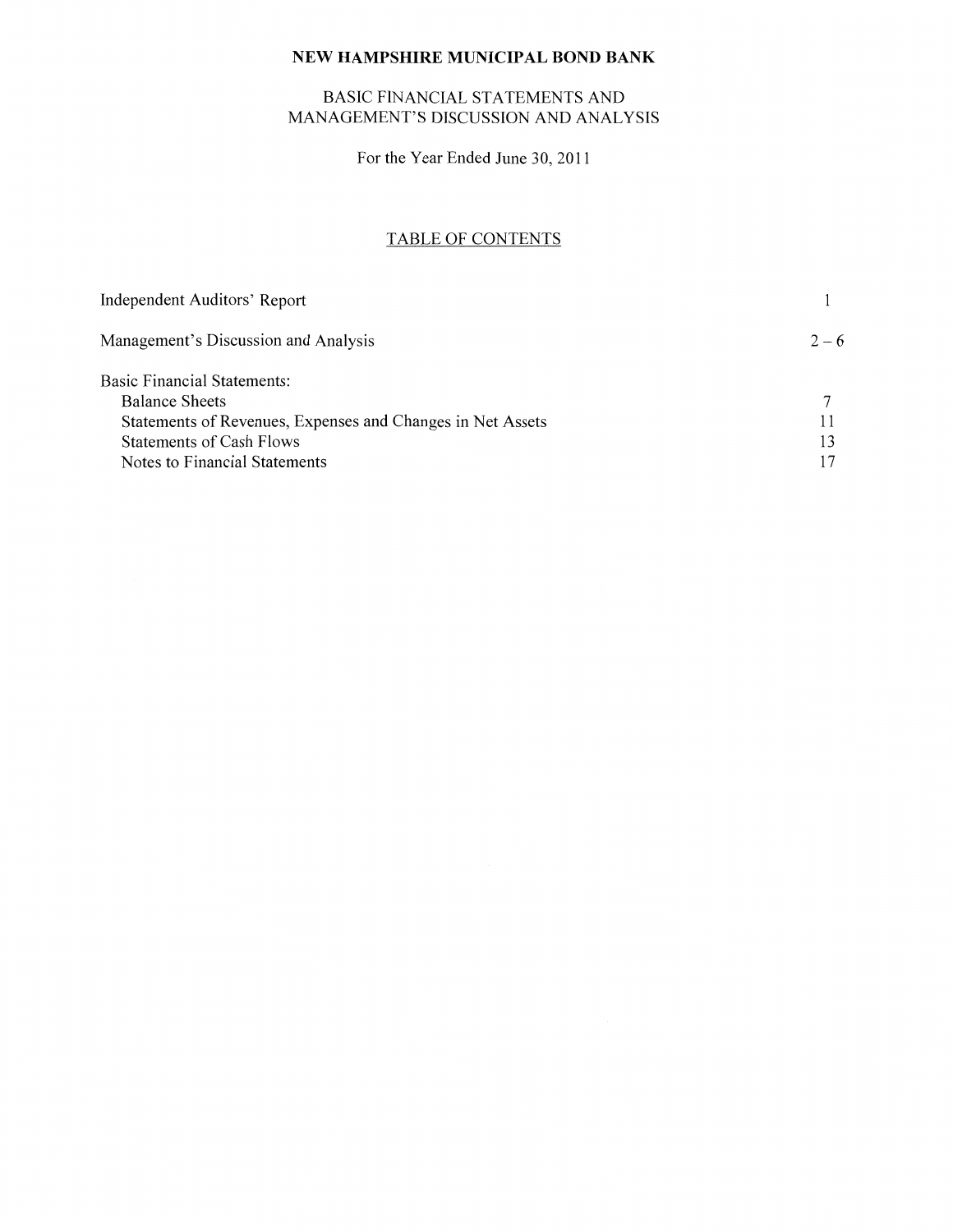# NEW HAMPSHIRE MUNICIPAL BOND BANK

## BASIC FINANCIAL STATEMENTS AND MANAGEMENT'S DISCUSSION AND ANALYSIS

For the Year Ended June 30, 2011

### TABLE OF CONTENTS

| | |
|---|---|
| Independent Auditors' Report | 1 |
| Management's Discussion and Analysis | 2 – 6 |
| Basic Financial Statements: | |
| Balance Sheets | 7 |
| Statements of Revenues, Expenses and Changes in Net Assets | 11 |
| Statements of Cash Flows | 13 |
| Notes to Financial Statements | 17 |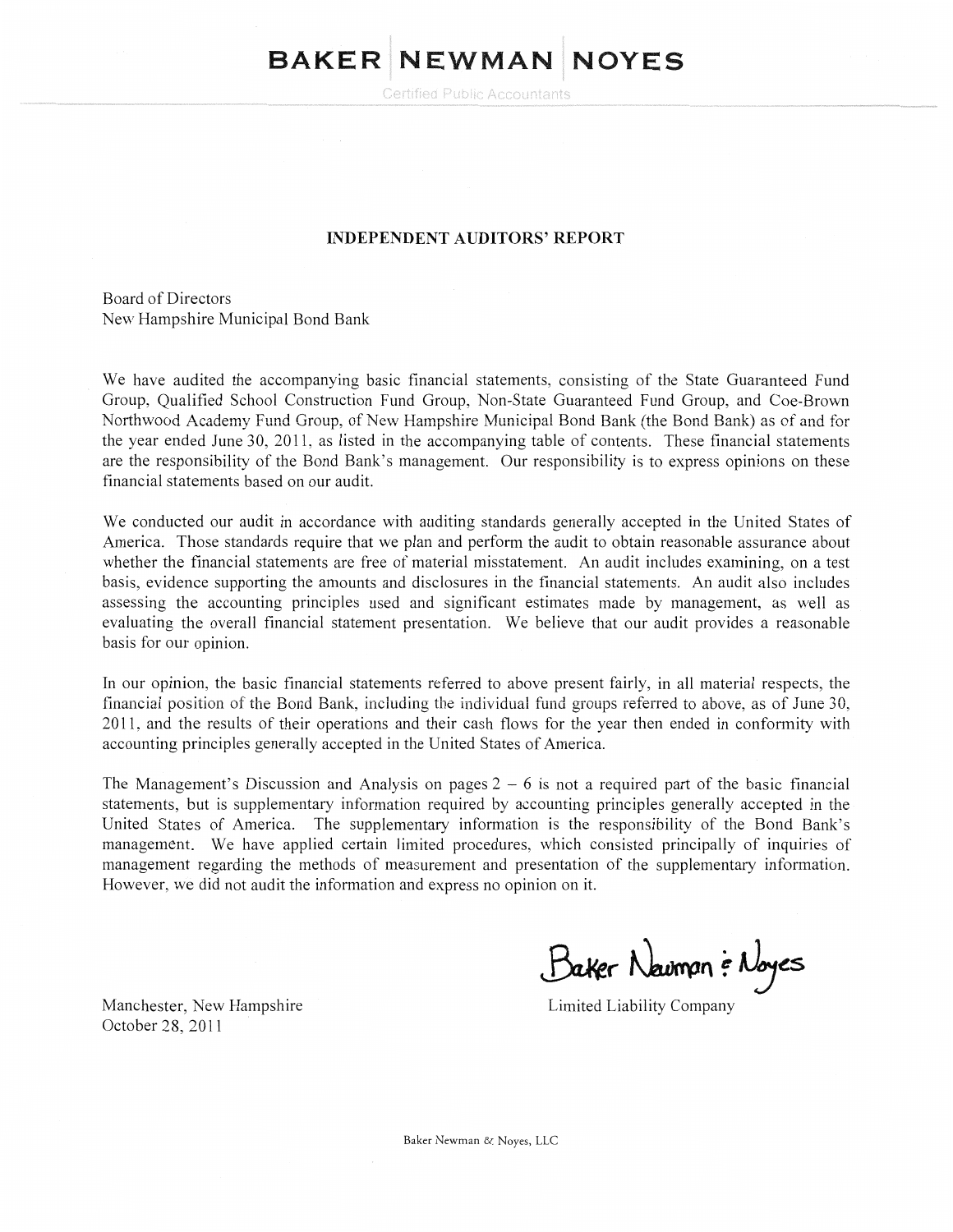# BAKER NEWMAN NOYES

Certified Public Accountants

## INDEPENDENT AUDITORS' REPORT

Board of Directors
New Hampshire Municipal Bond Bank

We have audited the accompanying basic financial statements, consisting of the State Guaranteed Fund Group, Qualified School Construction Fund Group, Non-State Guaranteed Fund Group, and Coe-Brown Northwood Academy Fund Group, of New Hampshire Municipal Bond Bank (the Bond Bank) as of and for the year ended June 30, 2011, as listed in the accompanying table of contents. These financial statements are the responsibility of the Bond Bank's management. Our responsibility is to express opinions on these financial statements based on our audit.

We conducted our audit in accordance with auditing standards generally accepted in the United States of America. Those standards require that we plan and perform the audit to obtain reasonable assurance about whether the financial statements are free of material misstatement. An audit includes examining, on a test basis, evidence supporting the amounts and disclosures in the financial statements. An audit also includes assessing the accounting principles used and significant estimates made by management, as well as evaluating the overall financial statement presentation. We believe that our audit provides a reasonable basis for our opinion.

In our opinion, the basic financial statements referred to above present fairly, in all material respects, the financial position of the Bond Bank, including the individual fund groups referred to above, as of June 30, 2011, and the results of their operations and their cash flows for the year then ended in conformity with accounting principles generally accepted in the United States of America.

The Management's Discussion and Analysis on pages 2 – 6 is not a required part of the basic financial statements, but is supplementary information required by accounting principles generally accepted in the United States of America. The supplementary information is the responsibility of the Bond Bank's management. We have applied certain limited procedures, which consisted principally of inquiries of management regarding the methods of measurement and presentation of the supplementary information. However, we did not audit the information and express no opinion on it.

Baker Newman & Noyes
Limited Liability Company

Manchester, New Hampshire
October 28, 2011

Baker Newman & Noyes, LLC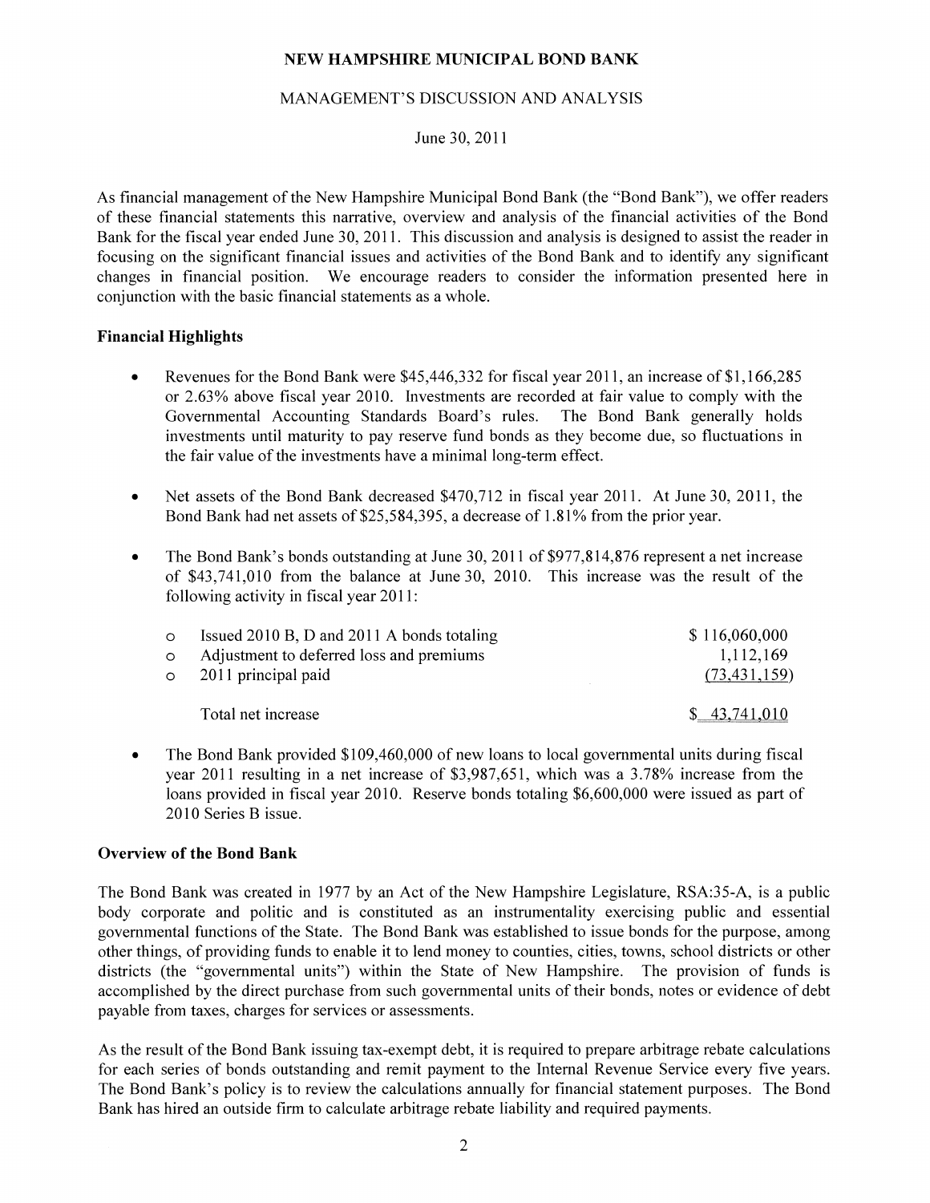# NEW HAMPSHIRE MUNICIPAL BOND BANK

## MANAGEMENT'S DISCUSSION AND ANALYSIS

June 30, 2011

As financial management of the New Hampshire Municipal Bond Bank (the "Bond Bank"), we offer readers of these financial statements this narrative, overview and analysis of the financial activities of the Bond Bank for the fiscal year ended June 30, 2011. This discussion and analysis is designed to assist the reader in focusing on the significant financial issues and activities of the Bond Bank and to identify any significant changes in financial position. We encourage readers to consider the information presented here in conjunction with the basic financial statements as a whole.

### Financial Highlights

- Revenues for the Bond Bank were $45,446,332 for fiscal year 2011, an increase of $1,166,285 or 2.63% above fiscal year 2010. Investments are recorded at fair value to comply with the Governmental Accounting Standards Board's rules. The Bond Bank generally holds investments until maturity to pay reserve fund bonds as they become due, so fluctuations in the fair value of the investments have a minimal long-term effect.

- Net assets of the Bond Bank decreased $470,712 in fiscal year 2011. At June 30, 2011, the Bond Bank had net assets of $25,584,395, a decrease of 1.81% from the prior year.

- The Bond Bank's bonds outstanding at June 30, 2011 of $977,814,876 represent a net increase of $43,741,010 from the balance at June 30, 2010. This increase was the result of the following activity in fiscal year 2011:

| | |
|---|---|
| o Issued 2010 B, D and 2011 A bonds totaling | $ 116,060,000 |
| o Adjustment to deferred loss and premiums | 1,112,169 |
| o 2011 principal paid | (73,431,159) |
| Total net increase | $ 43,741,010 |

- The Bond Bank provided $109,460,000 of new loans to local governmental units during fiscal year 2011 resulting in a net increase of $3,987,651, which was a 3.78% increase from the loans provided in fiscal year 2010. Reserve bonds totaling $6,600,000 were issued as part of 2010 Series B issue.

### Overview of the Bond Bank

The Bond Bank was created in 1977 by an Act of the New Hampshire Legislature, RSA:35-A, is a public body corporate and politic and is constituted as an instrumentality exercising public and essential governmental functions of the State. The Bond Bank was established to issue bonds for the purpose, among other things, of providing funds to enable it to lend money to counties, cities, towns, school districts or other districts (the "governmental units") within the State of New Hampshire. The provision of funds is accomplished by the direct purchase from such governmental units of their bonds, notes or evidence of debt payable from taxes, charges for services or assessments.

As the result of the Bond Bank issuing tax-exempt debt, it is required to prepare arbitrage rebate calculations for each series of bonds outstanding and remit payment to the Internal Revenue Service every five years. The Bond Bank's policy is to review the calculations annually for financial statement purposes. The Bond Bank has hired an outside firm to calculate arbitrage rebate liability and required payments.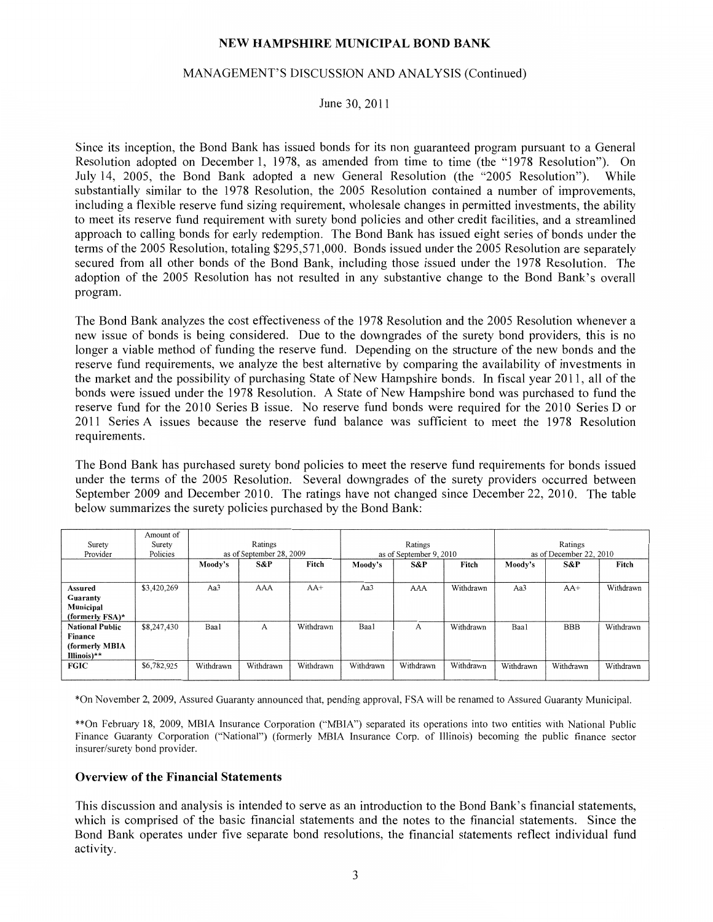# NEW HAMPSHIRE MUNICIPAL BOND BANK

## MANAGEMENT'S DISCUSSION AND ANALYSIS (Continued)

June 30, 2011

Since its inception, the Bond Bank has issued bonds for its non guaranteed program pursuant to a General Resolution adopted on December 1, 1978, as amended from time to time (the "1978 Resolution"). On July 14, 2005, the Bond Bank adopted a new General Resolution (the "2005 Resolution"). While substantially similar to the 1978 Resolution, the 2005 Resolution contained a number of improvements, including a flexible reserve fund sizing requirement, wholesale changes in permitted investments, the ability to meet its reserve fund requirement with surety bond policies and other credit facilities, and a streamlined approach to calling bonds for early redemption. The Bond Bank has issued eight series of bonds under the terms of the 2005 Resolution, totaling $295,571,000. Bonds issued under the 2005 Resolution are separately secured from all other bonds of the Bond Bank, including those issued under the 1978 Resolution. The adoption of the 2005 Resolution has not resulted in any substantive change to the Bond Bank's overall program.

The Bond Bank analyzes the cost effectiveness of the 1978 Resolution and the 2005 Resolution whenever a new issue of bonds is being considered. Due to the downgrades of the surety bond providers, this is no longer a viable method of funding the reserve fund. Depending on the structure of the new bonds and the reserve fund requirements, we analyze the best alternative by comparing the availability of investments in the market and the possibility of purchasing State of New Hampshire bonds. In fiscal year 2011, all of the bonds were issued under the 1978 Resolution. A State of New Hampshire bond was purchased to fund the reserve fund for the 2010 Series B issue. No reserve fund bonds were required for the 2010 Series D or 2011 Series A issues because the reserve fund balance was sufficient to meet the 1978 Resolution requirements.

The Bond Bank has purchased surety bond policies to meet the reserve fund requirements for bonds issued under the terms of the 2005 Resolution. Several downgrades of the surety providers occurred between September 2009 and December 2010. The ratings have not changed since December 22, 2010. The table below summarizes the surety policies purchased by the Bond Bank:

| Surety Provider | Amount of Surety Policies | Ratings as of September 28, 2009 | | | Ratings as of September 9, 2010 | | | Ratings as of December 22, 2010 | | |
|---|---|---|---|---|---|---|---|---|---|---|
| | | Moody's | S&P | Fitch | Moody's | S&P | Fitch | Moody's | S&P | Fitch |
| **Assured Guaranty Municipal (formerly FSA)*** | $3,420,269 | Aa3 | AAA | AA+ | Aa3 | AAA | Withdrawn | Aa3 | AA+ | Withdrawn |
| **National Public Finance (formerly MBIA Illinois)**** | $8,247,430 | Baa1 | A | Withdrawn | Baa1 | A | Withdrawn | Baa1 | BBB | Withdrawn |
| **FGIC** | $6,782,925 | Withdrawn | Withdrawn | Withdrawn | Withdrawn | Withdrawn | Withdrawn | Withdrawn | Withdrawn | Withdrawn |

*On November 2, 2009, Assured Guaranty announced that, pending approval, FSA will be renamed to Assured Guaranty Municipal.

**On February 18, 2009, MBIA Insurance Corporation ("MBIA") separated its operations into two entities with National Public Finance Guaranty Corporation ("National") (formerly MBIA Insurance Corp. of Illinois) becoming the public finance sector insurer/surety bond provider.

### Overview of the Financial Statements

This discussion and analysis is intended to serve as an introduction to the Bond Bank's financial statements, which is comprised of the basic financial statements and the notes to the financial statements. Since the Bond Bank operates under five separate bond resolutions, the financial statements reflect individual fund activity.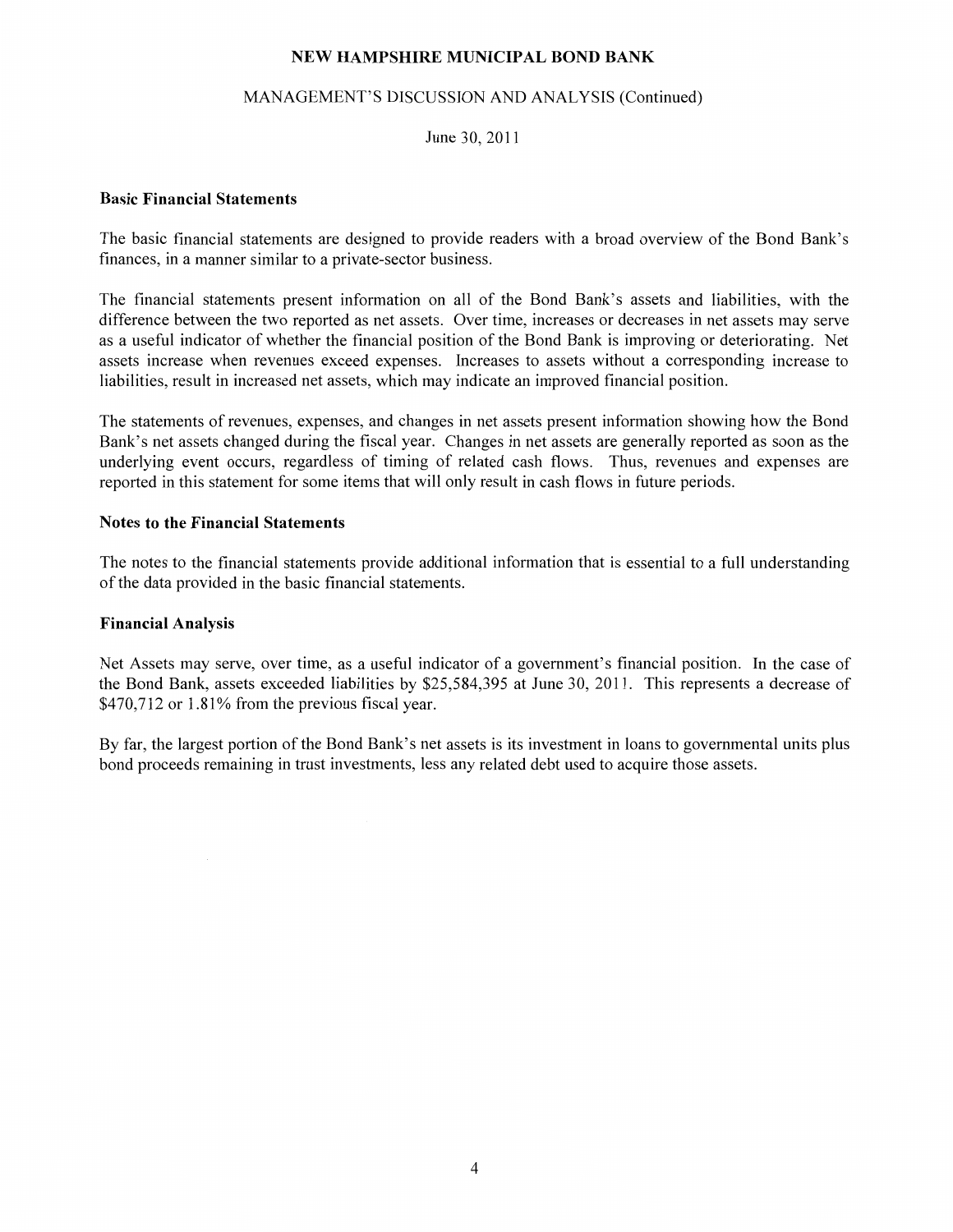## Basic Financial Statements

The basic financial statements are designed to provide readers with a broad overview of the Bond Bank's finances, in a manner similar to a private-sector business.

The financial statements present information on all of the Bond Bank's assets and liabilities, with the difference between the two reported as net assets. Over time, increases or decreases in net assets may serve as a useful indicator of whether the financial position of the Bond Bank is improving or deteriorating. Net assets increase when revenues exceed expenses. Increases to assets without a corresponding increase to liabilities, result in increased net assets, which may indicate an improved financial position.

The statements of revenues, expenses, and changes in net assets present information showing how the Bond Bank's net assets changed during the fiscal year. Changes in net assets are generally reported as soon as the underlying event occurs, regardless of timing of related cash flows. Thus, revenues and expenses are reported in this statement for some items that will only result in cash flows in future periods.

## Notes to the Financial Statements

The notes to the financial statements provide additional information that is essential to a full understanding of the data provided in the basic financial statements.

## Financial Analysis

Net Assets may serve, over time, as a useful indicator of a government's financial position. In the case of the Bond Bank, assets exceeded liabilities by $25,584,395 at June 30, 2011. This represents a decrease of $470,712 or 1.81% from the previous fiscal year.

By far, the largest portion of the Bond Bank's net assets is its investment in loans to governmental units plus bond proceeds remaining in trust investments, less any related debt used to acquire those assets.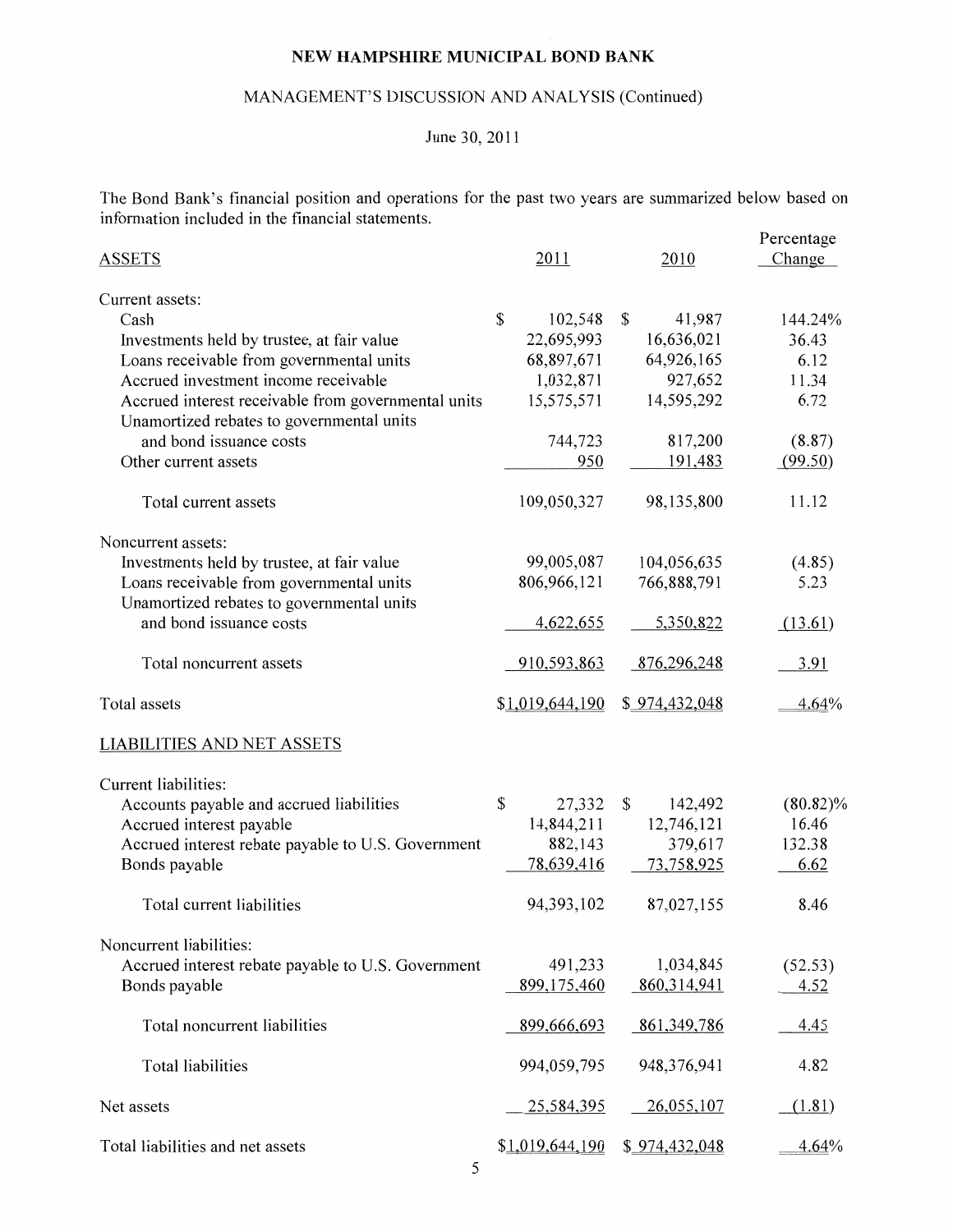# NEW HAMPSHIRE MUNICIPAL BOND BANK

## MANAGEMENT'S DISCUSSION AND ANALYSIS (Continued)

June 30, 2011

The Bond Bank's financial position and operations for the past two years are summarized below based on information included in the financial statements.

| ASSETS | 2011 | 2010 | Percentage Change |
|---|---|---|---|
| Current assets: | | | |
| Cash | $ 102,548 | $ 41,987 | 144.24% |
| Investments held by trustee, at fair value | 22,695,993 | 16,636,021 | 36.43 |
| Loans receivable from governmental units | 68,897,671 | 64,926,165 | 6.12 |
| Accrued investment income receivable | 1,032,871 | 927,652 | 11.34 |
| Accrued interest receivable from governmental units | 15,575,571 | 14,595,292 | 6.72 |
| Unamortized rebates to governmental units and bond issuance costs | 744,723 | 817,200 | (8.87) |
| Other current assets | 950 | 191,483 | (99.50) |
| Total current assets | 109,050,327 | 98,135,800 | 11.12 |
| Noncurrent assets: | | | |
| Investments held by trustee, at fair value | 99,005,087 | 104,056,635 | (4.85) |
| Loans receivable from governmental units | 806,966,121 | 766,888,791 | 5.23 |
| Unamortized rebates to governmental units and bond issuance costs | 4,622,655 | 5,350,822 | (13.61) |
| Total noncurrent assets | 910,593,863 | 876,296,248 | 3.91 |
| Total assets | $1,019,644,190 | $ 974,432,048 | 4.64% |
| **LIABILITIES AND NET ASSETS** | | | |
| Current liabilities: | | | |
| Accounts payable and accrued liabilities | $ 27,332 | $ 142,492 | (80.82)% |
| Accrued interest payable | 14,844,211 | 12,746,121 | 16.46 |
| Accrued interest rebate payable to U.S. Government | 882,143 | 379,617 | 132.38 |
| Bonds payable | 78,639,416 | 73,758,925 | 6.62 |
| Total current liabilities | 94,393,102 | 87,027,155 | 8.46 |
| Noncurrent liabilities: | | | |
| Accrued interest rebate payable to U.S. Government | 491,233 | 1,034,845 | (52.53) |
| Bonds payable | 899,175,460 | 860,314,941 | 4.52 |
| Total noncurrent liabilities | 899,666,693 | 861,349,786 | 4.45 |
| Total liabilities | 994,059,795 | 948,376,941 | 4.82 |
| Net assets | 25,584,395 | 26,055,107 | (1.81) |
| Total liabilities and net assets | $1,019,644,190 | $ 974,432,048 | 4.64% |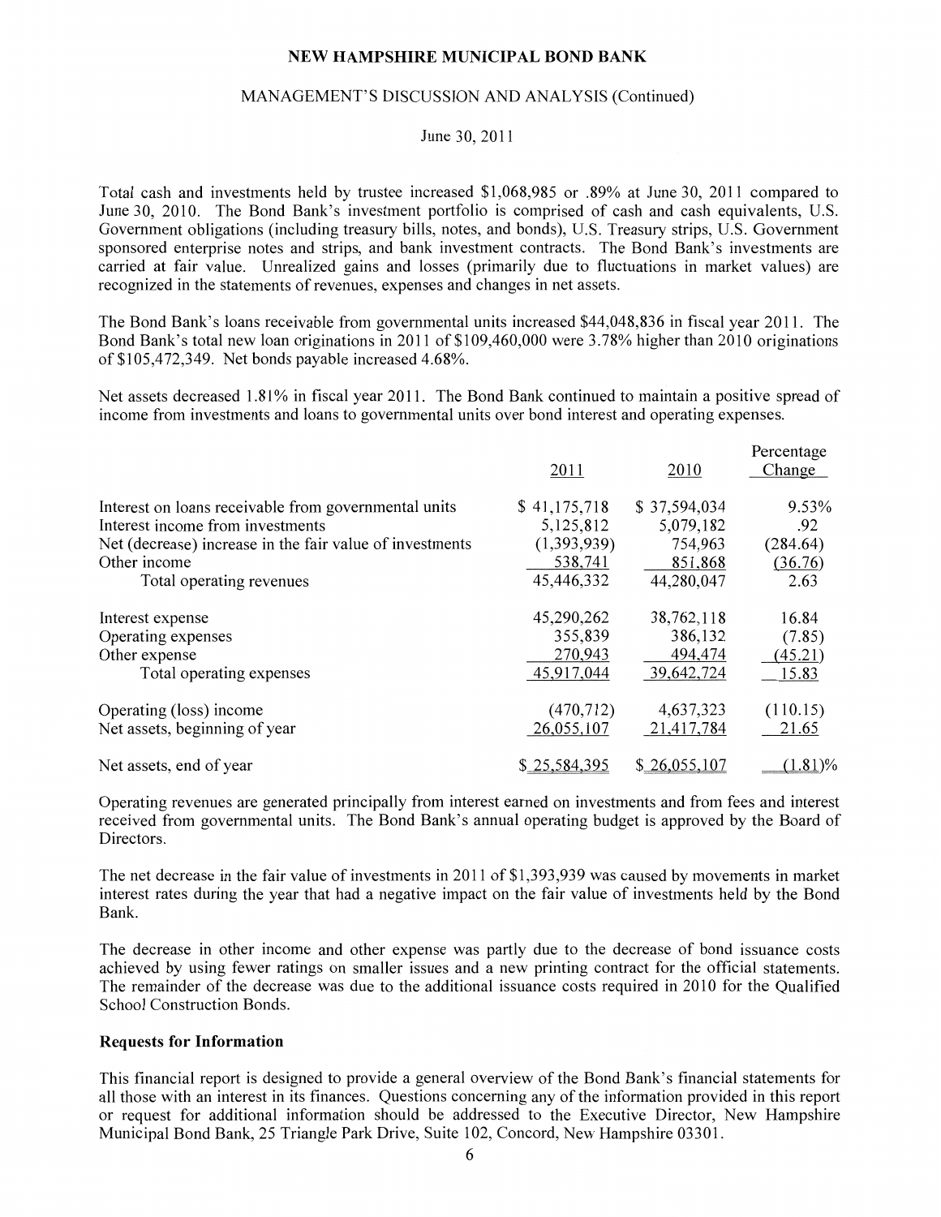# NEW HAMPSHIRE MUNICIPAL BOND BANK

## MANAGEMENT'S DISCUSSION AND ANALYSIS (Continued)

June 30, 2011

Total cash and investments held by trustee increased $1,068,985 or .89% at June 30, 2011 compared to June 30, 2010. The Bond Bank's investment portfolio is comprised of cash and cash equivalents, U.S. Government obligations (including treasury bills, notes, and bonds), U.S. Treasury strips, U.S. Government sponsored enterprise notes and strips, and bank investment contracts. The Bond Bank's investments are carried at fair value. Unrealized gains and losses (primarily due to fluctuations in market values) are recognized in the statements of revenues, expenses and changes in net assets.

The Bond Bank's loans receivable from governmental units increased $44,048,836 in fiscal year 2011. The Bond Bank's total new loan originations in 2011 of $109,460,000 were 3.78% higher than 2010 originations of $105,472,349. Net bonds payable increased 4.68%.

Net assets decreased 1.81% in fiscal year 2011. The Bond Bank continued to maintain a positive spread of income from investments and loans to governmental units over bond interest and operating expenses.

| | 2011 | 2010 | Percentage Change |
|---|---|---|---|
| Interest on loans receivable from governmental units | $ 41,175,718 | $ 37,594,034 | 9.53% |
| Interest income from investments | 5,125,812 | 5,079,182 | .92 |
| Net (decrease) increase in the fair value of investments | (1,393,939) | 754,963 | (284.64) |
| Other income | 538,741 | 851,868 | (36.76) |
| Total operating revenues | 45,446,332 | 44,280,047 | 2.63 |
| Interest expense | 45,290,262 | 38,762,118 | 16.84 |
| Operating expenses | 355,839 | 386,132 | (7.85) |
| Other expense | 270,943 | 494,474 | (45.21) |
| Total operating expenses | 45,917,044 | 39,642,724 | 15.83 |
| Operating (loss) income | (470,712) | 4,637,323 | (110.15) |
| Net assets, beginning of year | 26,055,107 | 21,417,784 | 21.65 |
| Net assets, end of year | $ 25,584,395 | $ 26,055,107 | (1.81)% |

Operating revenues are generated principally from interest earned on investments and from fees and interest received from governmental units. The Bond Bank's annual operating budget is approved by the Board of Directors.

The net decrease in the fair value of investments in 2011 of $1,393,939 was caused by movements in market interest rates during the year that had a negative impact on the fair value of investments held by the Bond Bank.

The decrease in other income and other expense was partly due to the decrease of bond issuance costs achieved by using fewer ratings on smaller issues and a new printing contract for the official statements. The remainder of the decrease was due to the additional issuance costs required in 2010 for the Qualified School Construction Bonds.

### Requests for Information

This financial report is designed to provide a general overview of the Bond Bank's financial statements for all those with an interest in its finances. Questions concerning any of the information provided in this report or request for additional information should be addressed to the Executive Director, New Hampshire Municipal Bond Bank, 25 Triangle Park Drive, Suite 102, Concord, New Hampshire 03301.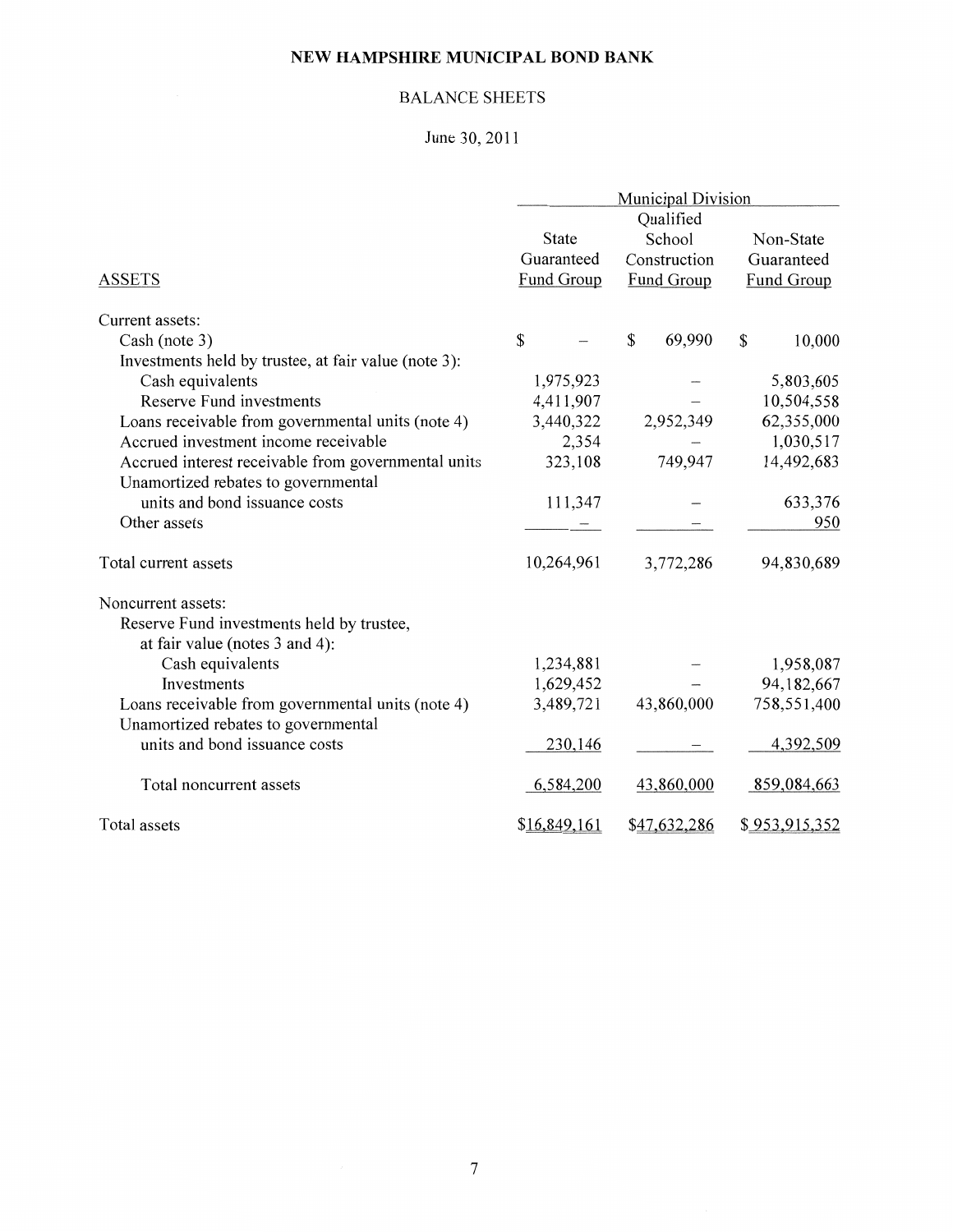# NEW HAMPSHIRE MUNICIPAL BOND BANK

## BALANCE SHEETS

June 30, 2011

| | Municipal Division | | |
|---|---|---|---|
| ASSETS | State Guaranteed Fund Group | Qualified School Construction Fund Group | Non-State Guaranteed Fund Group |
| Current assets: | | | |
| Cash (note 3) | $ – | $ 69,990 | $ 10,000 |
| Investments held by trustee, at fair value (note 3): | | | |
| Cash equivalents | 1,975,923 | – | 5,803,605 |
| Reserve Fund investments | 4,411,907 | – | 10,504,558 |
| Loans receivable from governmental units (note 4) | 3,440,322 | 2,952,349 | 62,355,000 |
| Accrued investment income receivable | 2,354 | – | 1,030,517 |
| Accrued interest receivable from governmental units | 323,108 | 749,947 | 14,492,683 |
| Unamortized rebates to governmental units and bond issuance costs | 111,347 | – | 633,376 |
| Other assets | – | – | 950 |
| Total current assets | 10,264,961 | 3,772,286 | 94,830,689 |
| Noncurrent assets: | | | |
| Reserve Fund investments held by trustee, at fair value (notes 3 and 4): | | | |
| Cash equivalents | 1,234,881 | – | 1,958,087 |
| Investments | 1,629,452 | – | 94,182,667 |
| Loans receivable from governmental units (note 4) | 3,489,721 | 43,860,000 | 758,551,400 |
| Unamortized rebates to governmental units and bond issuance costs | 230,146 | – | 4,392,509 |
| Total noncurrent assets | 6,584,200 | 43,860,000 | 859,084,663 |
| Total assets | $16,849,161 | $47,632,286 | $ 953,915,352 |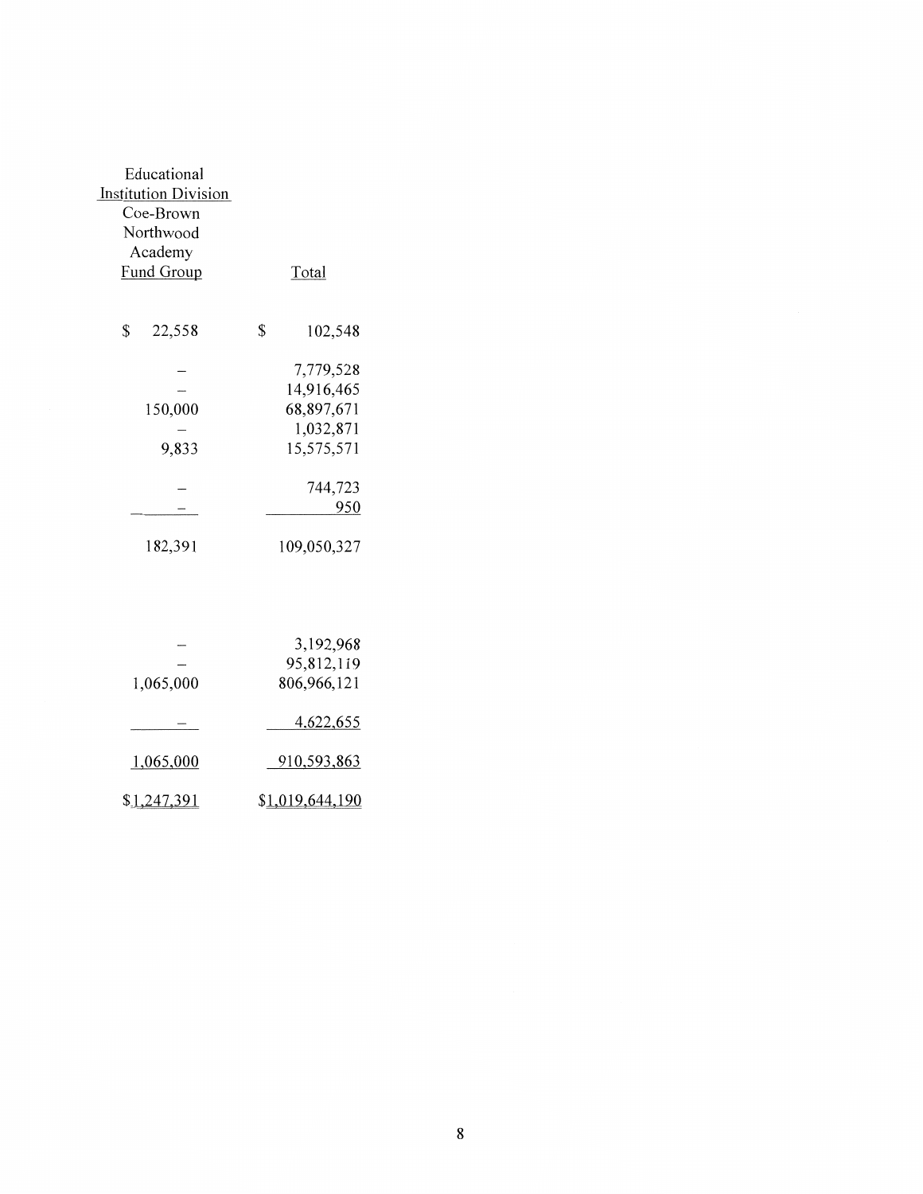| Educational Institution Division Coe-Brown Northwood Academy Fund Group | Total |
|---|---|
| $ 22,558 | $ 102,548 |
| – | 7,779,528 |
| – | 14,916,465 |
| 150,000 | 68,897,671 |
| – | 1,032,871 |
| 9,833 | 15,575,571 |
| – | 744,723 |
| – | 950 |
| 182,391 | 109,050,327 |
| – | 3,192,968 |
| – | 95,812,119 |
| 1,065,000 | 806,966,121 |
| – | 4,622,655 |
| 1,065,000 | 910,593,863 |
| $1,247,391 | $1,019,644,190 |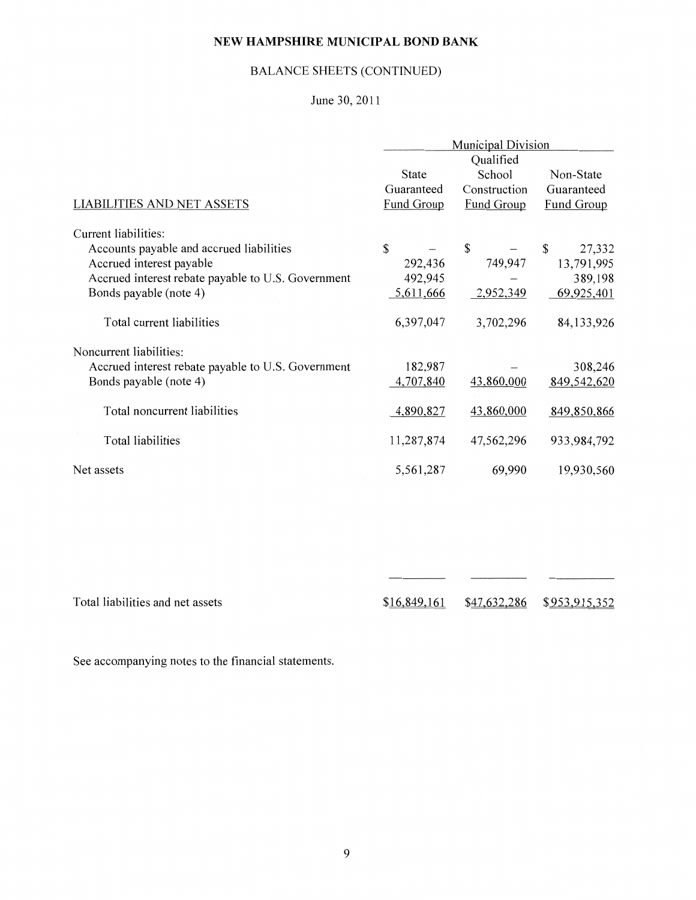**NEW HAMPSHIRE MUNICIPAL BOND BANK**

BALANCE SHEETS (CONTINUED)

June 30, 2011

| LIABILITIES AND NET ASSETS | Municipal Division State Guaranteed Fund Group | Qualified School Construction Fund Group | Non-State Guaranteed Fund Group |
|---|---|---|---|
| Current liabilities: | | | |
| Accounts payable and accrued liabilities | $ – | $ – | $ 27,332 |
| Accrued interest payable | 292,436 | 749,947 | 13,791,995 |
| Accrued interest rebate payable to U.S. Government | 492,945 | – | 389,198 |
| Bonds payable (note 4) | 5,611,666 | 2,952,349 | 69,925,401 |
| Total current liabilities | 6,397,047 | 3,702,296 | 84,133,926 |
| Noncurrent liabilities: | | | |
| Accrued interest rebate payable to U.S. Government | 182,987 | – | 308,246 |
| Bonds payable (note 4) | 4,707,840 | 43,860,000 | 849,542,620 |
| Total noncurrent liabilities | 4,890,827 | 43,860,000 | 849,850,866 |
| Total liabilities | 11,287,874 | 47,562,296 | 933,984,792 |
| Net assets | 5,561,287 | 69,990 | 19,930,560 |
| Total liabilities and net assets | $16,849,161 | $47,632,286 | $953,915,352 |

See accompanying notes to the financial statements.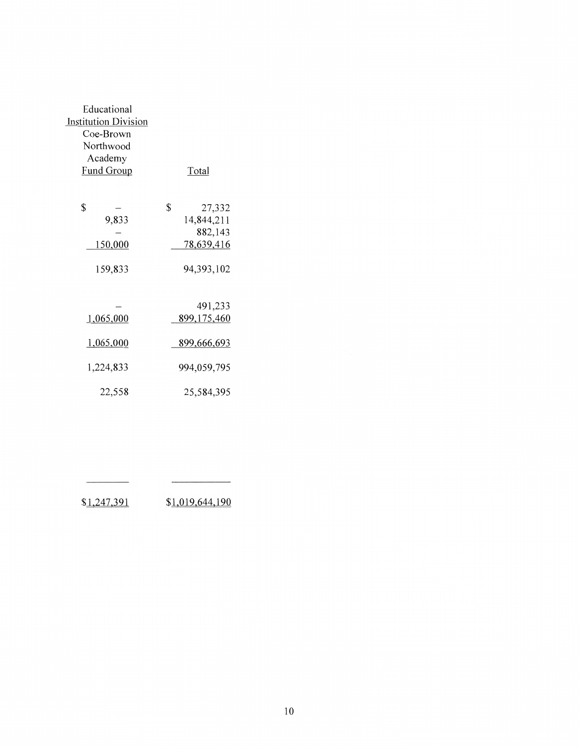| Educational Institution Division Coe-Brown Northwood Academy Fund Group | Total |
|---|---|
| $ – | $ 27,332 |
| 9,833 | 14,844,211 |
| – | 882,143 |
| 150,000 | 78,639,416 |
| 159,833 | 94,393,102 |
| – | 491,233 |
| 1,065,000 | 899,175,460 |
| 1,065,000 | 899,666,693 |
| 1,224,833 | 994,059,795 |
| 22,558 | 25,584,395 |
| $1,247,391 | $1,019,644,190 |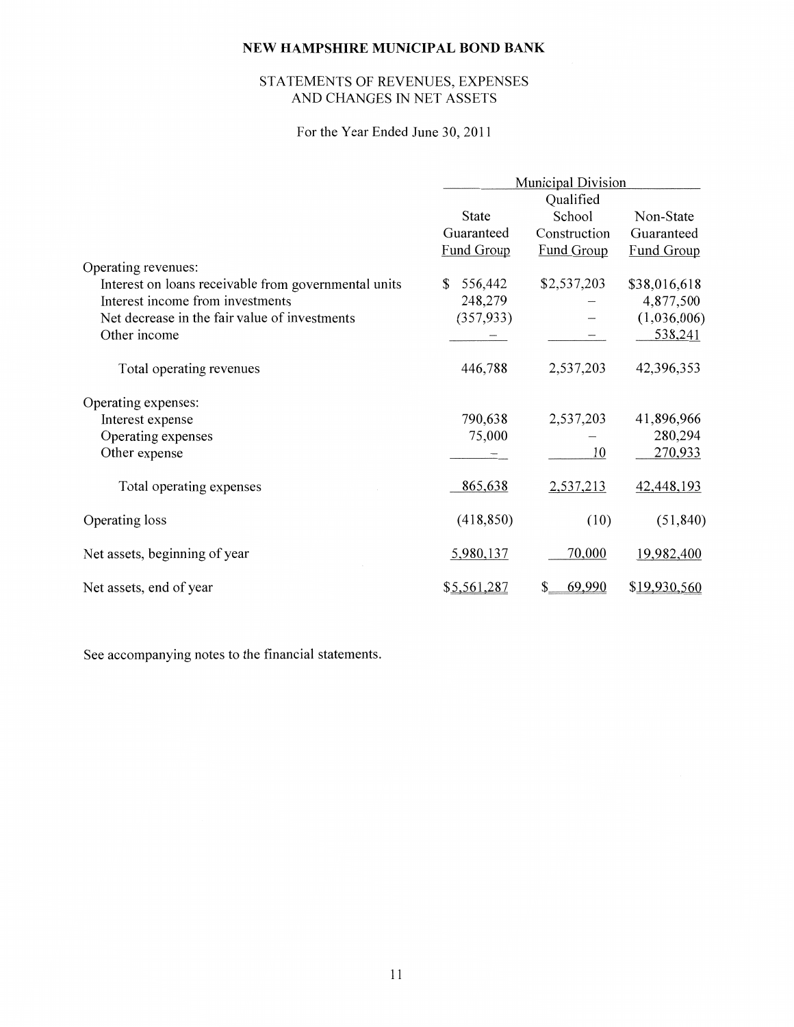# NEW HAMPSHIRE MUNICIPAL BOND BANK

## STATEMENTS OF REVENUES, EXPENSES AND CHANGES IN NET ASSETS

For the Year Ended June 30, 2011

| | Municipal Division | | |
|---|---|---|---|
| | State Guaranteed Fund Group | Qualified School Construction Fund Group | Non-State Guaranteed Fund Group |
| Operating revenues: | | | |
| Interest on loans receivable from governmental units | $ 556,442 | $2,537,203 | $38,016,618 |
| Interest income from investments | 248,279 | – | 4,877,500 |
| Net decrease in the fair value of investments | (357,933) | – | (1,036,006) |
| Other income | – | – | 538,241 |
| Total operating revenues | 446,788 | 2,537,203 | 42,396,353 |
| Operating expenses: | | | |
| Interest expense | 790,638 | 2,537,203 | 41,896,966 |
| Operating expenses | 75,000 | – | 280,294 |
| Other expense | – | 10 | 270,933 |
| Total operating expenses | 865,638 | 2,537,213 | 42,448,193 |
| Operating loss | (418,850) | (10) | (51,840) |
| Net assets, beginning of year | 5,980,137 | 70,000 | 19,982,400 |
| Net assets, end of year | $5,561,287 | $ 69,990 | $19,930,560 |

See accompanying notes to the financial statements.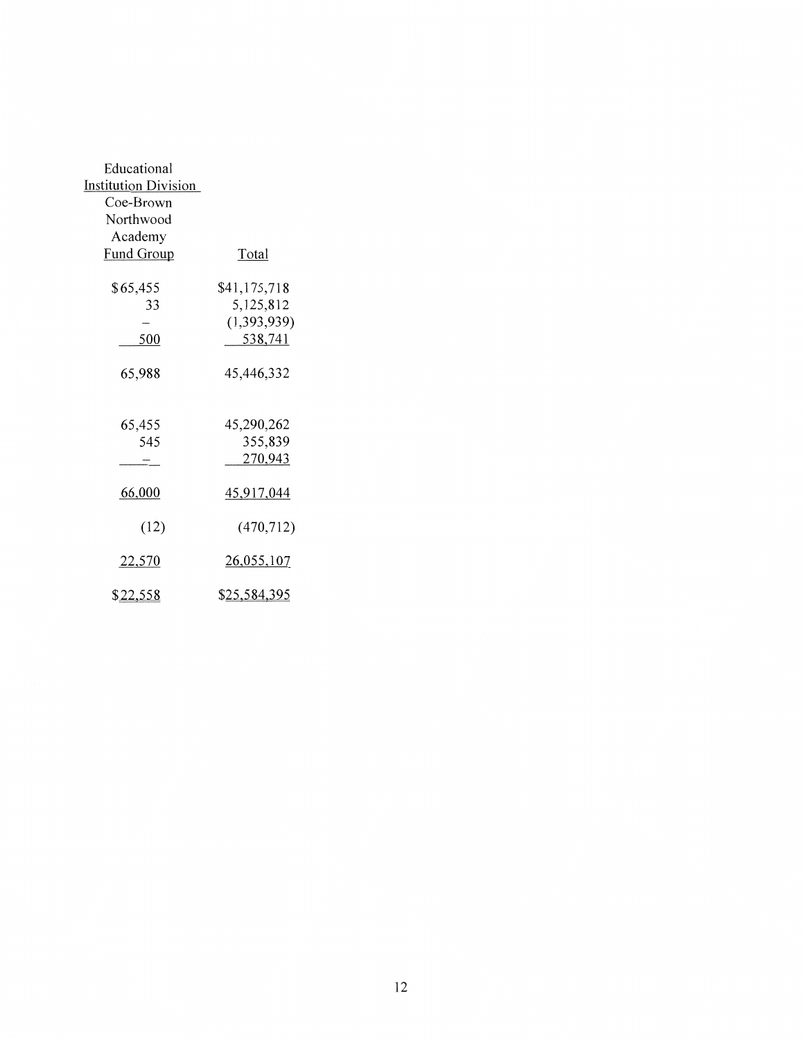| Educational Institution Division Coe-Brown Northwood Academy Fund Group | Total |
|---|---|
| $65,455 | $41,175,718 |
| 33 | 5,125,812 |
| – | (1,393,939) |
| 500 | 538,741 |
| 65,988 | 45,446,332 |
| | |
| 65,455 | 45,290,262 |
| 545 | 355,839 |
| – | 270,943 |
| 66,000 | 45,917,044 |
| (12) | (470,712) |
| 22,570 | 26,055,107 |
| $22,558 | $25,584,395 |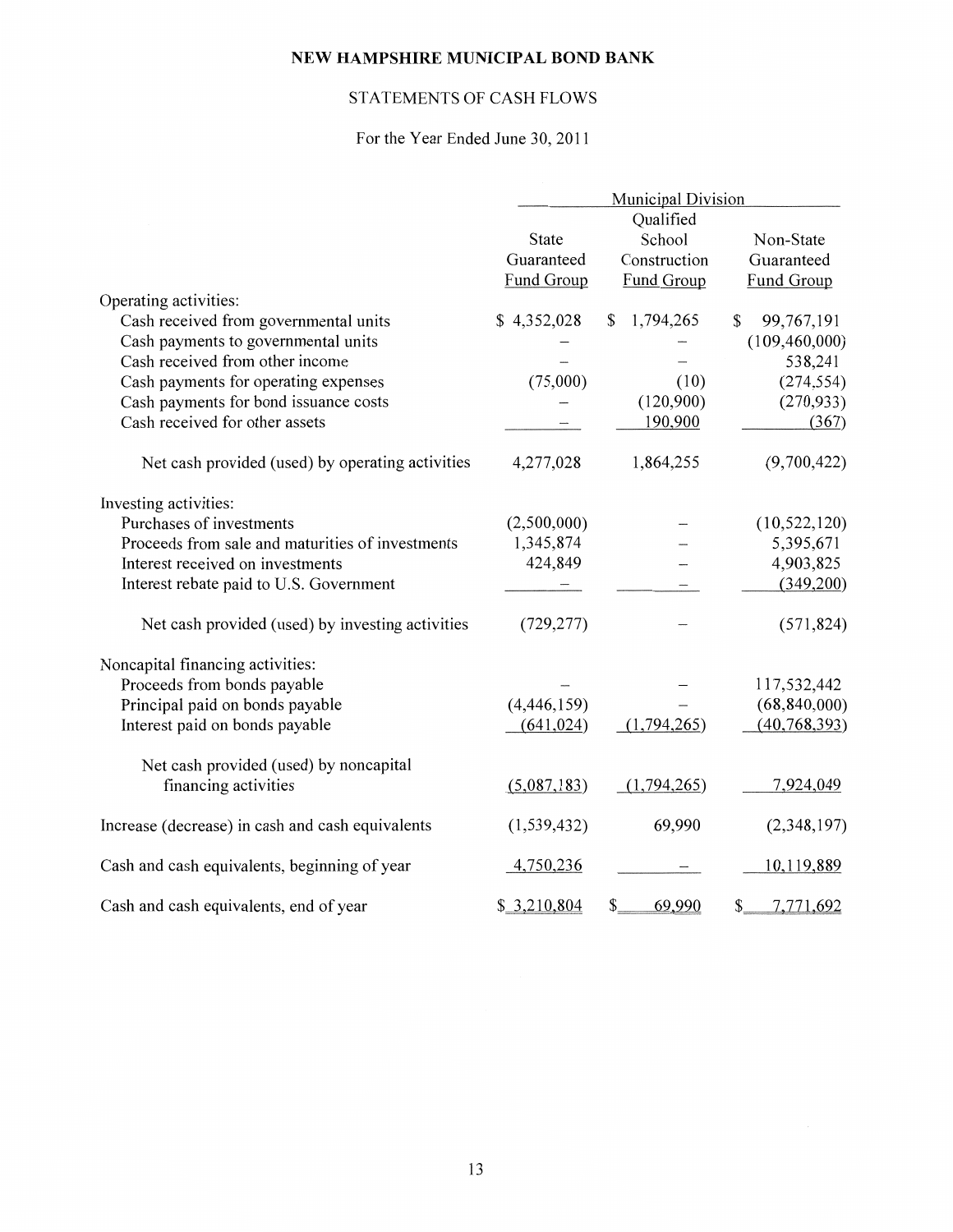**NEW HAMPSHIRE MUNICIPAL BOND BANK**

STATEMENTS OF CASH FLOWS

For the Year Ended June 30, 2011

| | Municipal Division | | |
|---|---|---|---|
| | State Guaranteed Fund Group | Qualified School Construction Fund Group | Non-State Guaranteed Fund Group |
| Operating activities: | | | |
| Cash received from governmental units | $ 4,352,028 | $ 1,794,265 | $ 99,767,191 |
| Cash payments to governmental units | – | – | (109,460,000) |
| Cash received from other income | – | – | 538,241 |
| Cash payments for operating expenses | (75,000) | (10) | (274,554) |
| Cash payments for bond issuance costs | – | (120,900) | (270,933) |
| Cash received for other assets | – | 190,900 | (367) |
| Net cash provided (used) by operating activities | 4,277,028 | 1,864,255 | (9,700,422) |
| Investing activities: | | | |
| Purchases of investments | (2,500,000) | – | (10,522,120) |
| Proceeds from sale and maturities of investments | 1,345,874 | – | 5,395,671 |
| Interest received on investments | 424,849 | – | 4,903,825 |
| Interest rebate paid to U.S. Government | – | – | (349,200) |
| Net cash provided (used) by investing activities | (729,277) | – | (571,824) |
| Noncapital financing activities: | | | |
| Proceeds from bonds payable | – | – | 117,532,442 |
| Principal paid on bonds payable | (4,446,159) | – | (68,840,000) |
| Interest paid on bonds payable | (641,024) | (1,794,265) | (40,768,393) |
| Net cash provided (used) by noncapital financing activities | (5,087,183) | (1,794,265) | 7,924,049 |
| Increase (decrease) in cash and cash equivalents | (1,539,432) | 69,990 | (2,348,197) |
| Cash and cash equivalents, beginning of year | 4,750,236 | – | 10,119,889 |
| Cash and cash equivalents, end of year | $ 3,210,804 | $ 69,990 | $ 7,771,692 |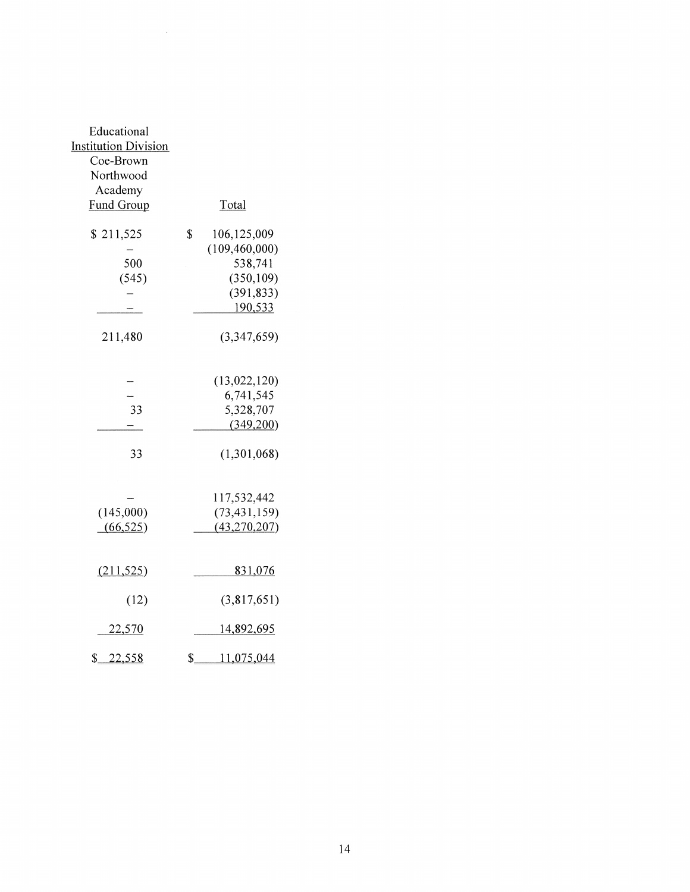| Educational Institution Division Coe-Brown Northwood Academy Fund Group | Total |
|---|---|
| $ 211,525 | $ 106,125,009 |
| – | (109,460,000) |
| 500 | 538,741 |
| (545) | (350,109) |
| – | (391,833) |
| – | 190,533 |
| 211,480 | (3,347,659) |
| | |
| – | (13,022,120) |
| – | 6,741,545 |
| 33 | 5,328,707 |
| – | (349,200) |
| 33 | (1,301,068) |
| | |
| – | 117,532,442 |
| (145,000) | (73,431,159) |
| (66,525) | (43,270,207) |
| | |
| (211,525) | 831,076 |
| (12) | (3,817,651) |
| 22,570 | 14,892,695 |
| $ 22,558 | $ 11,075,044 |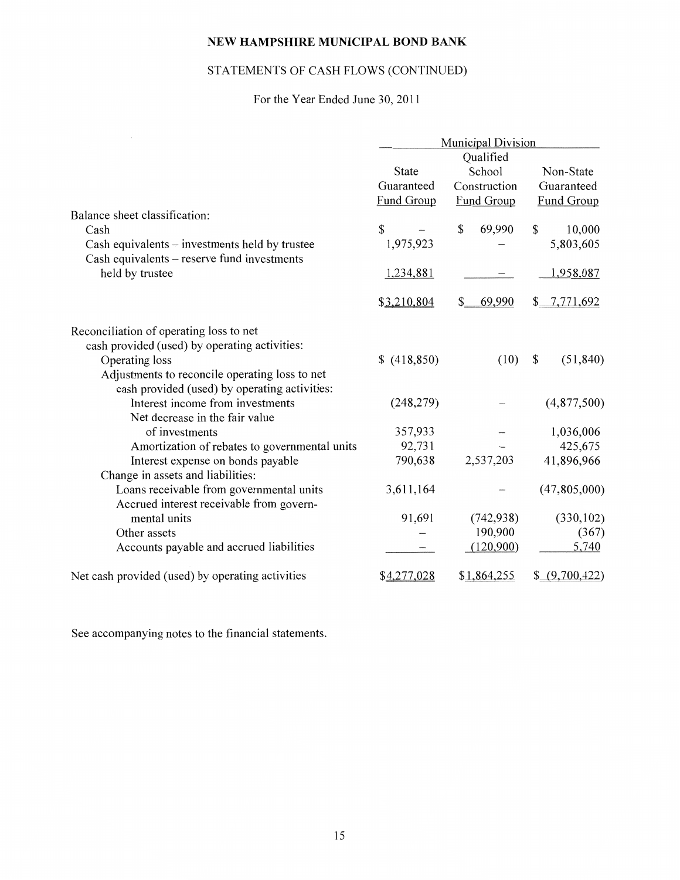# NEW HAMPSHIRE MUNICIPAL BOND BANK

## STATEMENTS OF CASH FLOWS (CONTINUED)

For the Year Ended June 30, 2011

| | Municipal Division | | |
|---|---|---|---|
| | State Guaranteed Fund Group | Qualified School Construction Fund Group | Non-State Guaranteed Fund Group |
| Balance sheet classification: | | | |
| Cash | $ – | $ 69,990 | $ 10,000 |
| Cash equivalents – investments held by trustee | 1,975,923 | – | 5,803,605 |
| Cash equivalents – reserve fund investments held by trustee | 1,234,881 | – | 1,958,087 |
| | $3,210,804 | $ 69,990 | $ 7,771,692 |
| Reconciliation of operating loss to net cash provided (used) by operating activities: | | | |
| Operating loss | $ (418,850) | (10) | $ (51,840) |
| Adjustments to reconcile operating loss to net cash provided (used) by operating activities: | | | |
| Interest income from investments | (248,279) | – | (4,877,500) |
| Net decrease in the fair value of investments | 357,933 | – | 1,036,006 |
| Amortization of rebates to governmental units | 92,731 | – | 425,675 |
| Interest expense on bonds payable | 790,638 | 2,537,203 | 41,896,966 |
| Change in assets and liabilities: | | | |
| Loans receivable from governmental units | 3,611,164 | – | (47,805,000) |
| Accrued interest receivable from governmental units | 91,691 | (742,938) | (330,102) |
| Other assets | – | 190,900 | (367) |
| Accounts payable and accrued liabilities | – | (120,900) | 5,740 |
| Net cash provided (used) by operating activities | $4,277,028 | $1,864,255 | $ (9,700,422) |

See accompanying notes to the financial statements.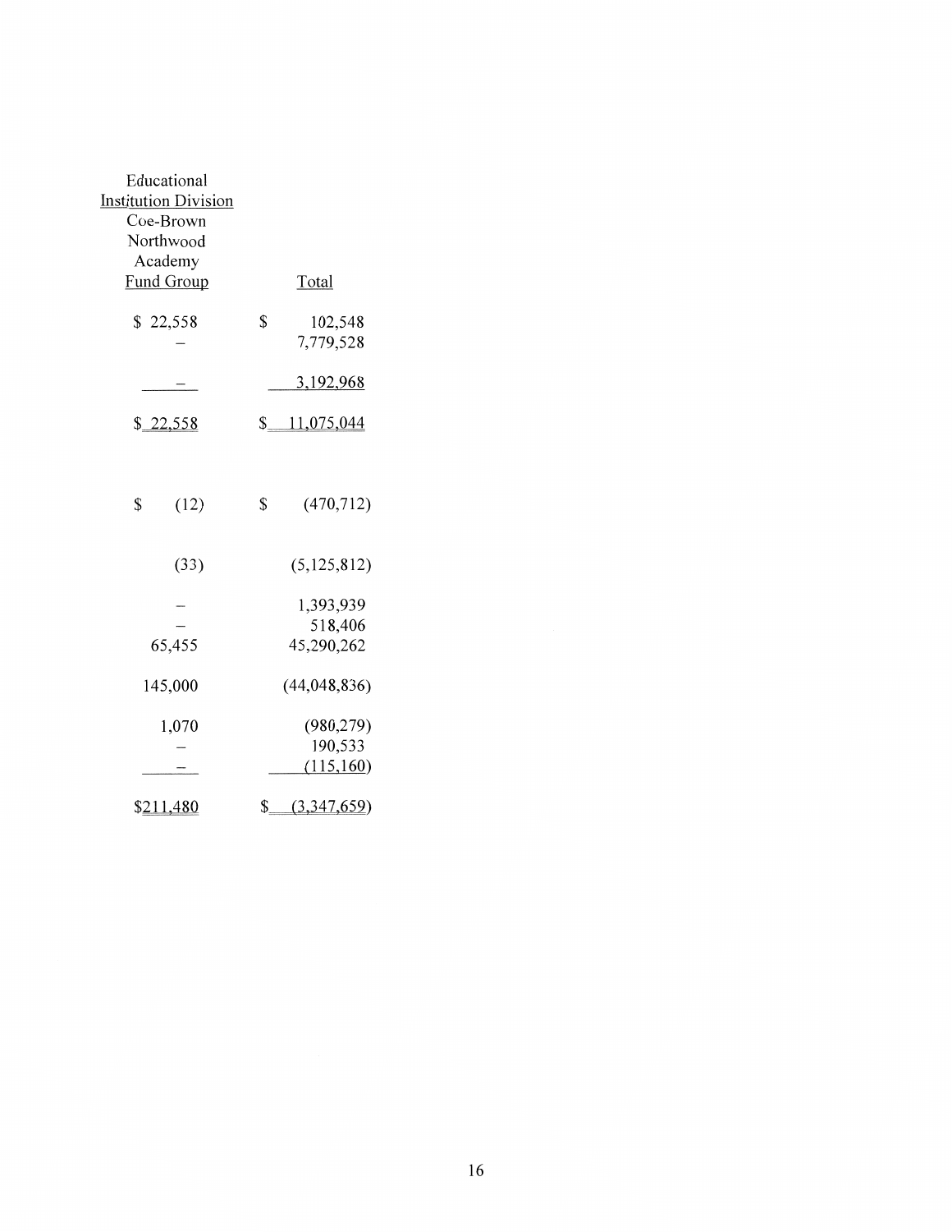| Educational Institution Division Coe-Brown Northwood Academy Fund Group | Total |
|---|---|
| $ 22,558 | $ 102,548 |
| – | 7,779,528 |
| – | 3,192,968 |
| $ 22,558 | $ 11,075,044 |
| | |
| $ (12) | $ (470,712) |
| (33) | (5,125,812) |
| – | 1,393,939 |
| – | 518,406 |
| 65,455 | 45,290,262 |
| 145,000 | (44,048,836) |
| 1,070 | (980,279) |
| – | 190,533 |
| – | (115,160) |
| $211,480 | $ (3,347,659) |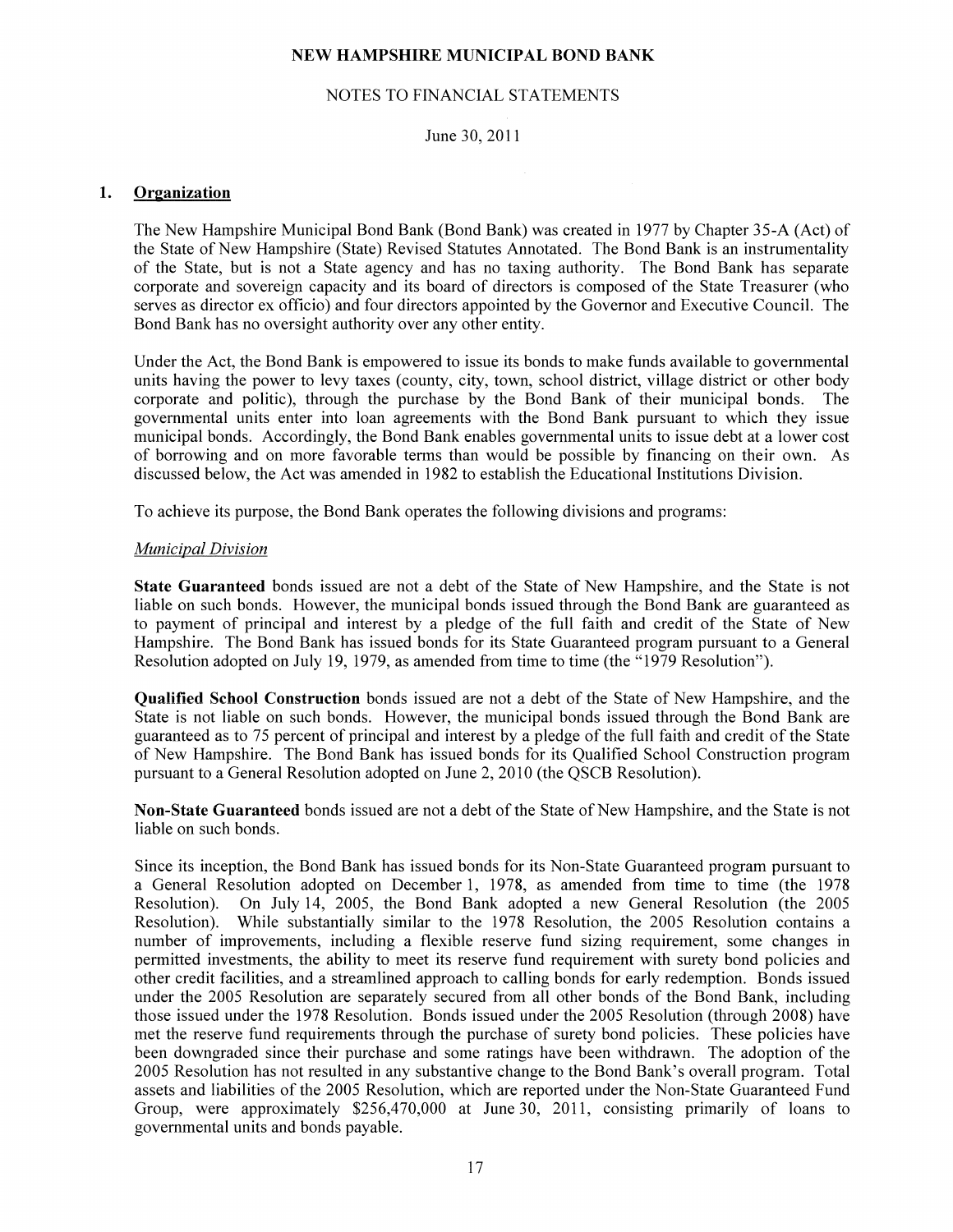# NEW HAMPSHIRE MUNICIPAL BOND BANK

## NOTES TO FINANCIAL STATEMENTS

June 30, 2011

## 1. Organization

The New Hampshire Municipal Bond Bank (Bond Bank) was created in 1977 by Chapter 35-A (Act) of the State of New Hampshire (State) Revised Statutes Annotated. The Bond Bank is an instrumentality of the State, but is not a State agency and has no taxing authority. The Bond Bank has separate corporate and sovereign capacity and its board of directors is composed of the State Treasurer (who serves as director ex officio) and four directors appointed by the Governor and Executive Council. The Bond Bank has no oversight authority over any other entity.

Under the Act, the Bond Bank is empowered to issue its bonds to make funds available to governmental units having the power to levy taxes (county, city, town, school district, village district or other body corporate and politic), through the purchase by the Bond Bank of their municipal bonds. The governmental units enter into loan agreements with the Bond Bank pursuant to which they issue municipal bonds. Accordingly, the Bond Bank enables governmental units to issue debt at a lower cost of borrowing and on more favorable terms than would be possible by financing on their own. As discussed below, the Act was amended in 1982 to establish the Educational Institutions Division.

To achieve its purpose, the Bond Bank operates the following divisions and programs:

*Municipal Division*

**State Guaranteed** bonds issued are not a debt of the State of New Hampshire, and the State is not liable on such bonds. However, the municipal bonds issued through the Bond Bank are guaranteed as to payment of principal and interest by a pledge of the full faith and credit of the State of New Hampshire. The Bond Bank has issued bonds for its State Guaranteed program pursuant to a General Resolution adopted on July 19, 1979, as amended from time to time (the "1979 Resolution").

**Qualified School Construction** bonds issued are not a debt of the State of New Hampshire, and the State is not liable on such bonds. However, the municipal bonds issued through the Bond Bank are guaranteed as to 75 percent of principal and interest by a pledge of the full faith and credit of the State of New Hampshire. The Bond Bank has issued bonds for its Qualified School Construction program pursuant to a General Resolution adopted on June 2, 2010 (the QSCB Resolution).

**Non-State Guaranteed** bonds issued are not a debt of the State of New Hampshire, and the State is not liable on such bonds.

Since its inception, the Bond Bank has issued bonds for its Non-State Guaranteed program pursuant to a General Resolution adopted on December 1, 1978, as amended from time to time (the 1978 Resolution). On July 14, 2005, the Bond Bank adopted a new General Resolution (the 2005 Resolution). While substantially similar to the 1978 Resolution, the 2005 Resolution contains a number of improvements, including a flexible reserve fund sizing requirement, some changes in permitted investments, the ability to meet its reserve fund requirement with surety bond policies and other credit facilities, and a streamlined approach to calling bonds for early redemption. Bonds issued under the 2005 Resolution are separately secured from all other bonds of the Bond Bank, including those issued under the 1978 Resolution. Bonds issued under the 2005 Resolution (through 2008) have met the reserve fund requirements through the purchase of surety bond policies. These policies have been downgraded since their purchase and some ratings have been withdrawn. The adoption of the 2005 Resolution has not resulted in any substantive change to the Bond Bank's overall program. Total assets and liabilities of the 2005 Resolution, which are reported under the Non-State Guaranteed Fund Group, were approximately \$256,470,000 at June 30, 2011, consisting primarily of loans to governmental units and bonds payable.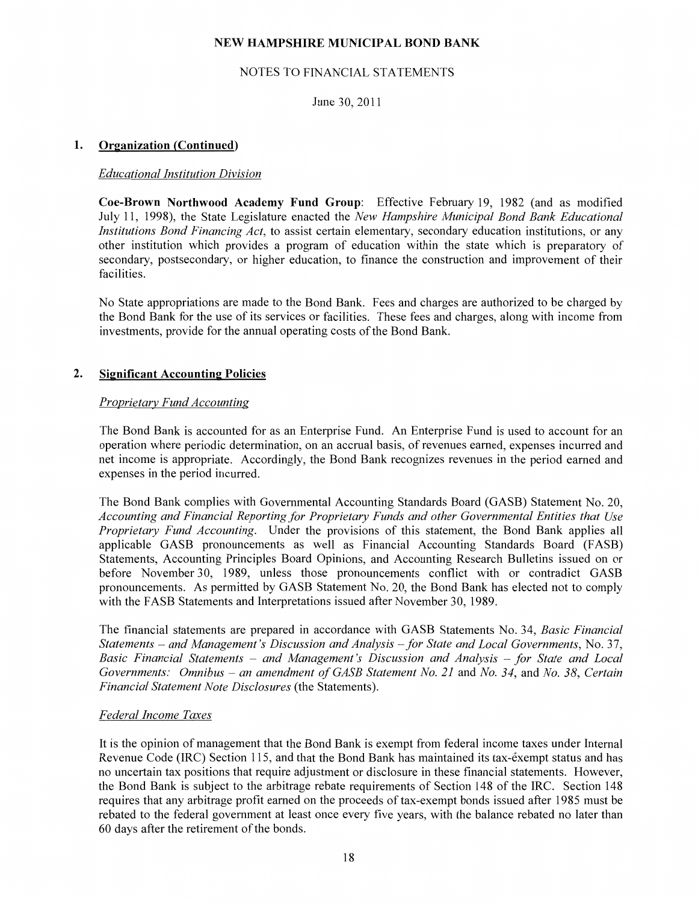## 1. Organization (Continued)

### *Educational Institution Division*

**Coe-Brown Northwood Academy Fund Group**: Effective February 19, 1982 (and as modified July 11, 1998), the State Legislature enacted the *New Hampshire Municipal Bond Bank Educational Institutions Bond Financing Act*, to assist certain elementary, secondary education institutions, or any other institution which provides a program of education within the state which is preparatory of secondary, postsecondary, or higher education, to finance the construction and improvement of their facilities.

No State appropriations are made to the Bond Bank. Fees and charges are authorized to be charged by the Bond Bank for the use of its services or facilities. These fees and charges, along with income from investments, provide for the annual operating costs of the Bond Bank.

## 2. Significant Accounting Policies

### *Proprietary Fund Accounting*

The Bond Bank is accounted for as an Enterprise Fund. An Enterprise Fund is used to account for an operation where periodic determination, on an accrual basis, of revenues earned, expenses incurred and net income is appropriate. Accordingly, the Bond Bank recognizes revenues in the period earned and expenses in the period incurred.

The Bond Bank complies with Governmental Accounting Standards Board (GASB) Statement No. 20, *Accounting and Financial Reporting for Proprietary Funds and other Governmental Entities that Use Proprietary Fund Accounting*. Under the provisions of this statement, the Bond Bank applies all applicable GASB pronouncements as well as Financial Accounting Standards Board (FASB) Statements, Accounting Principles Board Opinions, and Accounting Research Bulletins issued on or before November 30, 1989, unless those pronouncements conflict with or contradict GASB pronouncements. As permitted by GASB Statement No. 20, the Bond Bank has elected not to comply with the FASB Statements and Interpretations issued after November 30, 1989.

The financial statements are prepared in accordance with GASB Statements No. 34, *Basic Financial Statements – and Management's Discussion and Analysis – for State and Local Governments*, No. 37, *Basic Financial Statements – and Management's Discussion and Analysis – for State and Local Governments: Omnibus – an amendment of GASB Statement No. 21* and *No. 34*, and *No. 38*, *Certain Financial Statement Note Disclosures* (the Statements).

### *Federal Income Taxes*

It is the opinion of management that the Bond Bank is exempt from federal income taxes under Internal Revenue Code (IRC) Section 115, and that the Bond Bank has maintained its tax-exempt status and has no uncertain tax positions that require adjustment or disclosure in these financial statements. However, the Bond Bank is subject to the arbitrage rebate requirements of Section 148 of the IRC. Section 148 requires that any arbitrage profit earned on the proceeds of tax-exempt bonds issued after 1985 must be rebated to the federal government at least once every five years, with the balance rebated no later than 60 days after the retirement of the bonds.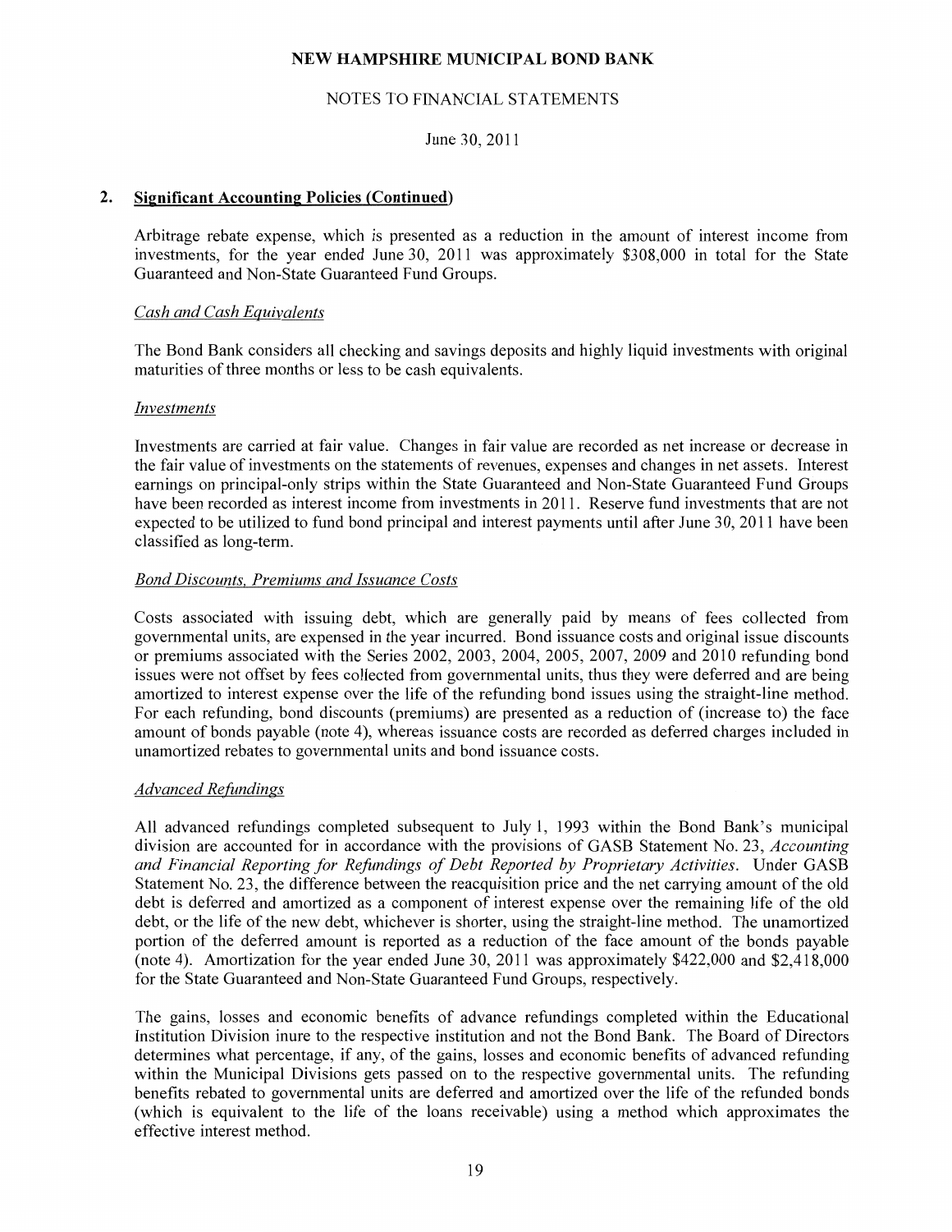## 2. Significant Accounting Policies (Continued)

Arbitrage rebate expense, which is presented as a reduction in the amount of interest income from investments, for the year ended June 30, 2011 was approximately $308,000 in total for the State Guaranteed and Non-State Guaranteed Fund Groups.

### *Cash and Cash Equivalents*

The Bond Bank considers all checking and savings deposits and highly liquid investments with original maturities of three months or less to be cash equivalents.

### *Investments*

Investments are carried at fair value. Changes in fair value are recorded as net increase or decrease in the fair value of investments on the statements of revenues, expenses and changes in net assets. Interest earnings on principal-only strips within the State Guaranteed and Non-State Guaranteed Fund Groups have been recorded as interest income from investments in 2011. Reserve fund investments that are not expected to be utilized to fund bond principal and interest payments until after June 30, 2011 have been classified as long-term.

### *Bond Discounts, Premiums and Issuance Costs*

Costs associated with issuing debt, which are generally paid by means of fees collected from governmental units, are expensed in the year incurred. Bond issuance costs and original issue discounts or premiums associated with the Series 2002, 2003, 2004, 2005, 2007, 2009 and 2010 refunding bond issues were not offset by fees collected from governmental units, thus they were deferred and are being amortized to interest expense over the life of the refunding bond issues using the straight-line method. For each refunding, bond discounts (premiums) are presented as a reduction of (increase to) the face amount of bonds payable (note 4), whereas issuance costs are recorded as deferred charges included in unamortized rebates to governmental units and bond issuance costs.

### *Advanced Refundings*

All advanced refundings completed subsequent to July 1, 1993 within the Bond Bank's municipal division are accounted for in accordance with the provisions of GASB Statement No. 23, *Accounting and Financial Reporting for Refundings of Debt Reported by Proprietary Activities*. Under GASB Statement No. 23, the difference between the reacquisition price and the net carrying amount of the old debt is deferred and amortized as a component of interest expense over the remaining life of the old debt, or the life of the new debt, whichever is shorter, using the straight-line method. The unamortized portion of the deferred amount is reported as a reduction of the face amount of the bonds payable (note 4). Amortization for the year ended June 30, 2011 was approximately $422,000 and $2,418,000 for the State Guaranteed and Non-State Guaranteed Fund Groups, respectively.

The gains, losses and economic benefits of advance refundings completed within the Educational Institution Division inure to the respective institution and not the Bond Bank. The Board of Directors determines what percentage, if any, of the gains, losses and economic benefits of advanced refunding within the Municipal Divisions gets passed on to the respective governmental units. The refunding benefits rebated to governmental units are deferred and amortized over the life of the refunded bonds (which is equivalent to the life of the loans receivable) using a method which approximates the effective interest method.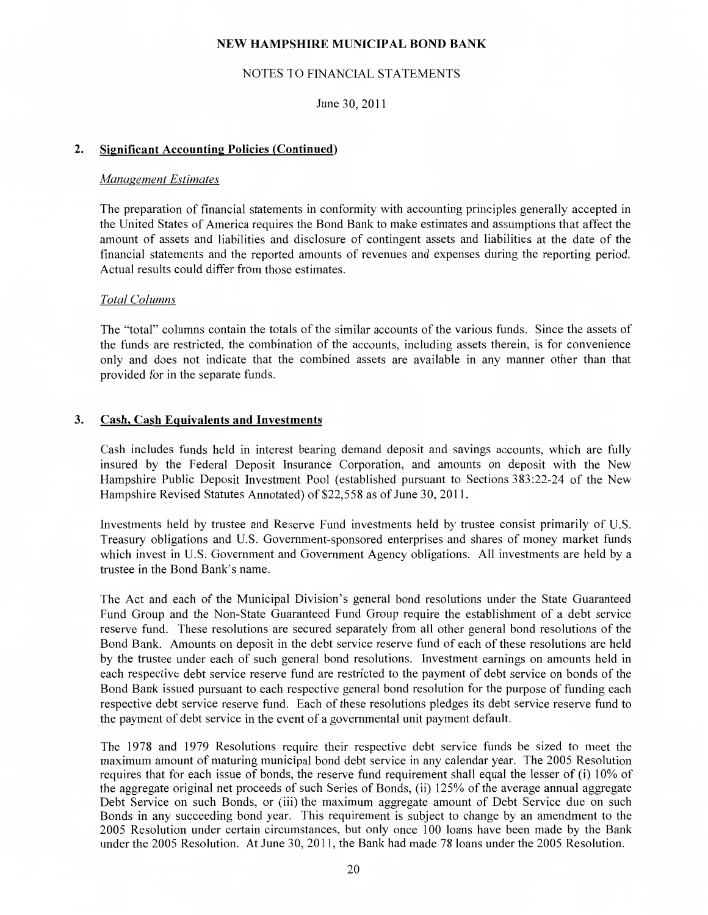## 2. Significant Accounting Policies (Continued)

### *Management Estimates*

The preparation of financial statements in conformity with accounting principles generally accepted in the United States of America requires the Bond Bank to make estimates and assumptions that affect the amount of assets and liabilities and disclosure of contingent assets and liabilities at the date of the financial statements and the reported amounts of revenues and expenses during the reporting period. Actual results could differ from those estimates.

### *Total Columns*

The "total" columns contain the totals of the similar accounts of the various funds. Since the assets of the funds are restricted, the combination of the accounts, including assets therein, is for convenience only and does not indicate that the combined assets are available in any manner other than that provided for in the separate funds.

## 3. Cash, Cash Equivalents and Investments

Cash includes funds held in interest bearing demand deposit and savings accounts, which are fully insured by the Federal Deposit Insurance Corporation, and amounts on deposit with the New Hampshire Public Deposit Investment Pool (established pursuant to Sections 383:22-24 of the New Hampshire Revised Statutes Annotated) of $22,558 as of June 30, 2011.

Investments held by trustee and Reserve Fund investments held by trustee consist primarily of U.S. Treasury obligations and U.S. Government-sponsored enterprises and shares of money market funds which invest in U.S. Government and Government Agency obligations. All investments are held by a trustee in the Bond Bank's name.

The Act and each of the Municipal Division's general bond resolutions under the State Guaranteed Fund Group and the Non-State Guaranteed Fund Group require the establishment of a debt service reserve fund. These resolutions are secured separately from all other general bond resolutions of the Bond Bank. Amounts on deposit in the debt service reserve fund of each of these resolutions are held by the trustee under each of such general bond resolutions. Investment earnings on amounts held in each respective debt service reserve fund are restricted to the payment of debt service on bonds of the Bond Bank issued pursuant to each respective general bond resolution for the purpose of funding each respective debt service reserve fund. Each of these resolutions pledges its debt service reserve fund to the payment of debt service in the event of a governmental unit payment default.

The 1978 and 1979 Resolutions require their respective debt service funds be sized to meet the maximum amount of maturing municipal bond debt service in any calendar year. The 2005 Resolution requires that for each issue of bonds, the reserve fund requirement shall equal the lesser of (i) 10% of the aggregate original net proceeds of such Series of Bonds, (ii) 125% of the average annual aggregate Debt Service on such Bonds, or (iii) the maximum aggregate amount of Debt Service due on such Bonds in any succeeding bond year. This requirement is subject to change by an amendment to the 2005 Resolution under certain circumstances, but only once 100 loans have been made by the Bank under the 2005 Resolution. At June 30, 2011, the Bank had made 78 loans under the 2005 Resolution.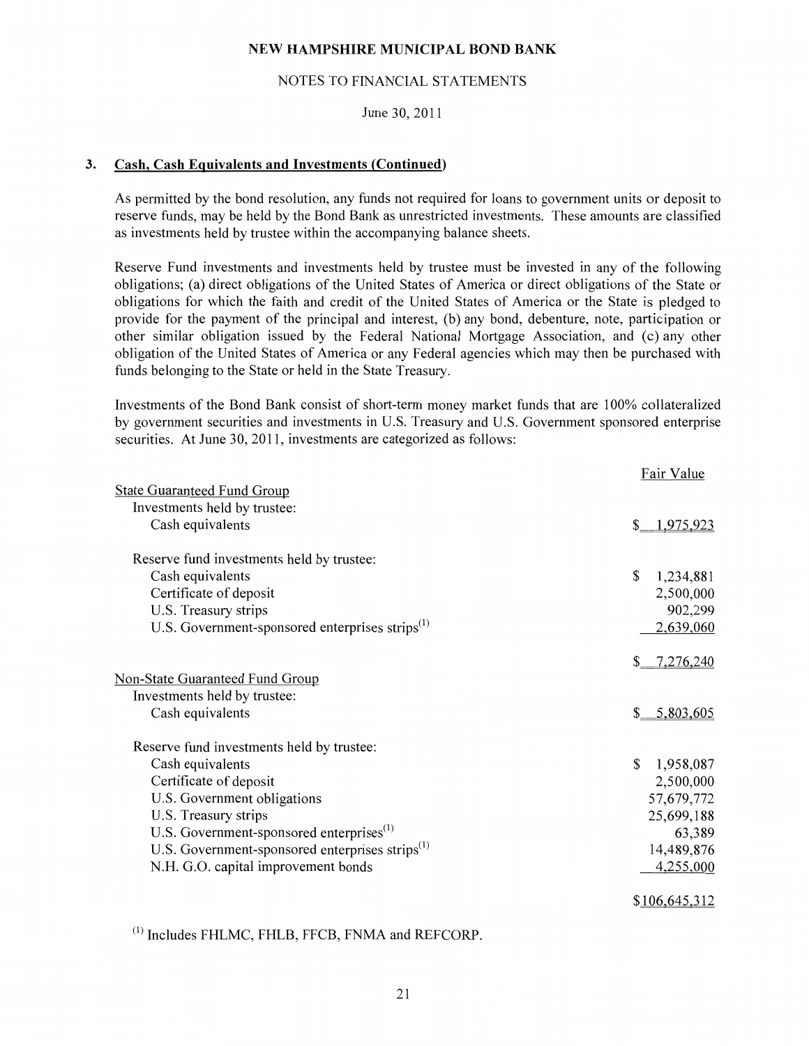NEW HAMPSHIRE MUNICIPAL BOND BANK

NOTES TO FINANCIAL STATEMENTS

June 30, 2011

### 3. Cash, Cash Equivalents and Investments (Continued)

As permitted by the bond resolution, any funds not required for loans to government units or deposit to reserve funds, may be held by the Bond Bank as unrestricted investments. These amounts are classified as investments held by trustee within the accompanying balance sheets.

Reserve Fund investments and investments held by trustee must be invested in any of the following obligations; (a) direct obligations of the United States of America or direct obligations of the State or obligations for which the faith and credit of the United States of America or the State is pledged to provide for the payment of the principal and interest, (b) any bond, debenture, note, participation or other similar obligation issued by the Federal National Mortgage Association, and (c) any other obligation of the United States of America or any Federal agencies which may then be purchased with funds belonging to the State or held in the State Treasury.

Investments of the Bond Bank consist of short-term money market funds that are 100% collateralized by government securities and investments in U.S. Treasury and U.S. Government sponsored enterprise securities. At June 30, 2011, investments are categorized as follows:

| | Fair Value |
|---|---|
| State Guaranteed Fund Group | |
| Investments held by trustee: | |
| Cash equivalents | $ 1,975,923 |
| Reserve fund investments held by trustee: | |
| Cash equivalents | $ 1,234,881 |
| Certificate of deposit | 2,500,000 |
| U.S. Treasury strips | 902,299 |
| U.S. Government-sponsored enterprises strips[(1)] | 2,639,060 |
| | $ 7,276,240 |
| Non-State Guaranteed Fund Group | |
| Investments held by trustee: | |
| Cash equivalents | $ 5,803,605 |
| Reserve fund investments held by trustee: | |
| Cash equivalents | $ 1,958,087 |
| Certificate of deposit | 2,500,000 |
| U.S. Government obligations | 57,679,772 |
| U.S. Treasury strips | 25,699,188 |
| U.S. Government-sponsored enterprises[(1)] | 63,389 |
| U.S. Government-sponsored enterprises strips[(1)] | 14,489,876 |
| N.H. G.O. capital improvement bonds | 4,255,000 |
| | $106,645,312 |

[(1)] Includes FHLMC, FHLB, FFCB, FNMA and REFCORP.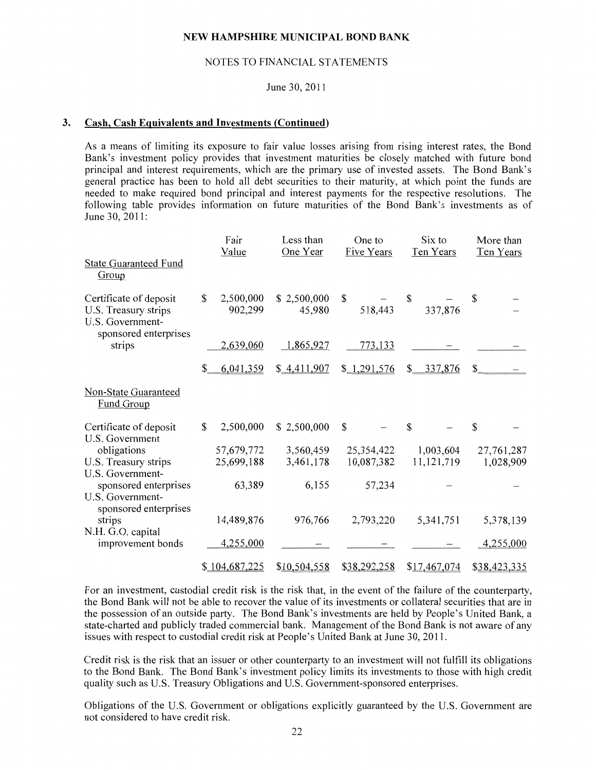NEW HAMPSHIRE MUNICIPAL BOND BANK

NOTES TO FINANCIAL STATEMENTS

June 30, 2011

## 3. Cash, Cash Equivalents and Investments (Continued)

As a means of limiting its exposure to fair value losses arising from rising interest rates, the Bond Bank's investment policy provides that investment maturities be closely matched with future bond principal and interest requirements, which are the primary use of invested assets. The Bond Bank's general practice has been to hold all debt securities to their maturity, at which point the funds are needed to make required bond principal and interest payments for the respective resolutions. The following table provides information on future maturities of the Bond Bank's investments as of June 30, 2011:

| | Fair Value | Less than One Year | One to Five Years | Six to Ten Years | More than Ten Years |
|---|---|---|---|---|---|
| **State Guaranteed Fund Group** | | | | | |
| Certificate of deposit | $ 2,500,000 | $ 2,500,000 | $ – | $ – | $ – |
| U.S. Treasury strips | 902,299 | 45,980 | 518,443 | 337,876 | – |
| U.S. Government-sponsored enterprises strips | 2,639,060 | 1,865,927 | 773,133 | – | – |
| | $ 6,041,359 | $ 4,411,907 | $ 1,291,576 | $ 337,876 | $ – |
| **Non-State Guaranteed Fund Group** | | | | | |
| Certificate of deposit | $ 2,500,000 | $ 2,500,000 | $ – | $ – | $ – |
| U.S. Government obligations | 57,679,772 | 3,560,459 | 25,354,422 | 1,003,604 | 27,761,287 |
| U.S. Treasury strips | 25,699,188 | 3,461,178 | 10,087,382 | 11,121,719 | 1,028,909 |
| U.S. Government-sponsored enterprises | 63,389 | 6,155 | 57,234 | – | – |
| U.S. Government-sponsored enterprises strips | 14,489,876 | 976,766 | 2,793,220 | 5,341,751 | 5,378,139 |
| N.H. G.O. capital improvement bonds | 4,255,000 | – | – | – | 4,255,000 |
| | $ 104,687,225 | $ 10,504,558 | $ 38,292,258 | $ 17,467,074 | $ 38,423,335 |

For an investment, custodial credit risk is the risk that, in the event of the failure of the counterparty, the Bond Bank will not be able to recover the value of its investments or collateral securities that are in the possession of an outside party. The Bond Bank's investments are held by People's United Bank, a state-charted and publicly traded commercial bank. Management of the Bond Bank is not aware of any issues with respect to custodial credit risk at People's United Bank at June 30, 2011.

Credit risk is the risk that an issuer or other counterparty to an investment will not fulfill its obligations to the Bond Bank. The Bond Bank's investment policy limits its investments to those with high credit quality such as U.S. Treasury Obligations and U.S. Government-sponsored enterprises.

Obligations of the U.S. Government or obligations explicitly guaranteed by the U.S. Government are not considered to have credit risk.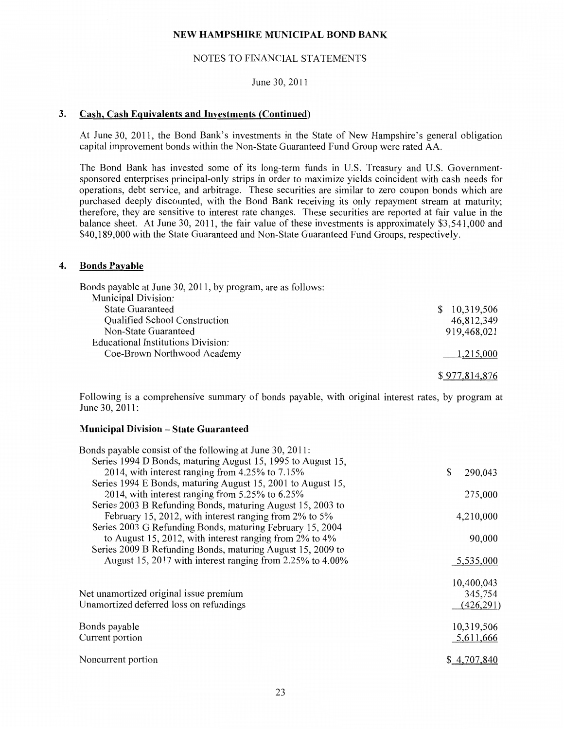# NEW HAMPSHIRE MUNICIPAL BOND BANK

## NOTES TO FINANCIAL STATEMENTS

June 30, 2011

### 3. Cash, Cash Equivalents and Investments (Continued)

At June 30, 2011, the Bond Bank's investments in the State of New Hampshire's general obligation capital improvement bonds within the Non-State Guaranteed Fund Group were rated AA.

The Bond Bank has invested some of its long-term funds in U.S. Treasury and U.S. Government-sponsored enterprises principal-only strips in order to maximize yields coincident with cash needs for operations, debt service, and arbitrage. These securities are similar to zero coupon bonds which are purchased deeply discounted, with the Bond Bank receiving its only repayment stream at maturity; therefore, they are sensitive to interest rate changes. These securities are reported at fair value in the balance sheet. At June 30, 2011, the fair value of these investments is approximately \$3,541,000 and \$40,189,000 with the State Guaranteed and Non-State Guaranteed Fund Groups, respectively.

### 4. Bonds Payable

Bonds payable at June 30, 2011, by program, are as follows:

| | |
|---|---|
| Municipal Division: | |
| State Guaranteed | \$ 10,319,506 |
| Qualified School Construction | 46,812,349 |
| Non-State Guaranteed | 919,468,021 |
| Educational Institutions Division: | |
| Coe-Brown Northwood Academy | 1,215,000 |
| | \$ 977,814,876 |

Following is a comprehensive summary of bonds payable, with original interest rates, by program at June 30, 2011:

**Municipal Division – State Guaranteed**

| | |
|---|---|
| Bonds payable consist of the following at June 30, 2011: | |
| Series 1994 D Bonds, maturing August 15, 1995 to August 15, 2014, with interest ranging from 4.25% to 7.15% | \$ 290,043 |
| Series 1994 E Bonds, maturing August 15, 2001 to August 15, 2014, with interest ranging from 5.25% to 6.25% | 275,000 |
| Series 2003 B Refunding Bonds, maturing August 15, 2003 to February 15, 2012, with interest ranging from 2% to 5% | 4,210,000 |
| Series 2003 G Refunding Bonds, maturing February 15, 2004 to August 15, 2012, with interest ranging from 2% to 4% | 90,000 |
| Series 2009 B Refunding Bonds, maturing August 15, 2009 to August 15, 2017 with interest ranging from 2.25% to 4.00% | 5,535,000 |
| | 10,400,043 |
| Net unamortized original issue premium | 345,754 |
| Unamortized deferred loss on refundings | (426,291) |
| Bonds payable | 10,319,506 |
| Current portion | 5,611,666 |
| Noncurrent portion | \$ 4,707,840 |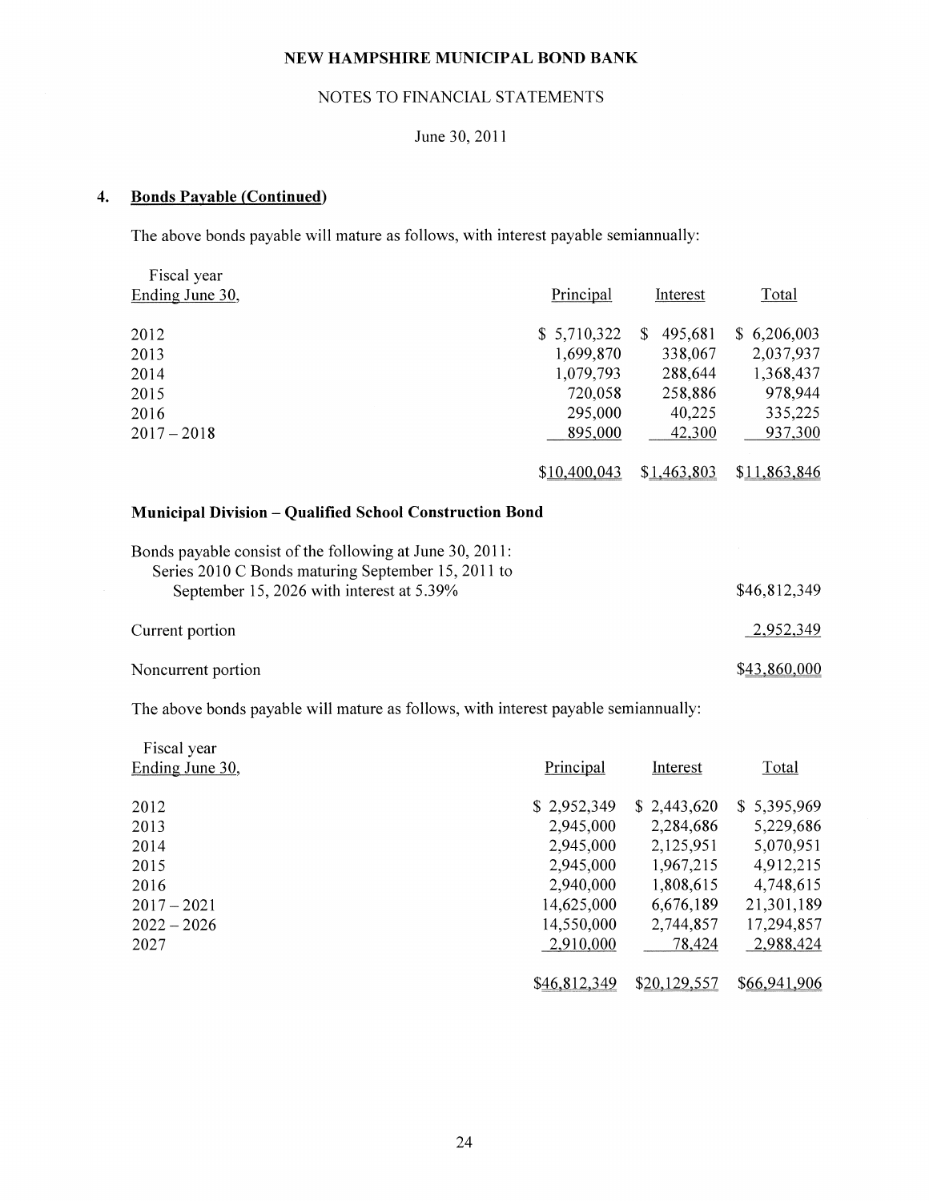**NEW HAMPSHIRE MUNICIPAL BOND BANK**

NOTES TO FINANCIAL STATEMENTS

June 30, 2011

## 4. Bonds Payable (Continued)

The above bonds payable will mature as follows, with interest payable semiannually:

| Fiscal year Ending June 30, | Principal | Interest | Total |
|---|---|---|---|
| 2012 | $ 5,710,322 | $ 495,681 | $ 6,206,003 |
| 2013 | 1,699,870 | 338,067 | 2,037,937 |
| 2014 | 1,079,793 | 288,644 | 1,368,437 |
| 2015 | 720,058 | 258,886 | 978,944 |
| 2016 | 295,000 | 40,225 | 335,225 |
| 2017 – 2018 | 895,000 | 42,300 | 937,300 |
| | $10,400,043 | $1,463,803 | $11,863,846 |

### Municipal Division – Qualified School Construction Bond

| | |
|---|---|
| Bonds payable consist of the following at June 30, 2011: Series 2010 C Bonds maturing September 15, 2011 to September 15, 2026 with interest at 5.39% | $46,812,349 |
| Current portion | 2,952,349 |
| Noncurrent portion | $43,860,000 |

The above bonds payable will mature as follows, with interest payable semiannually:

| Fiscal year Ending June 30, | Principal | Interest | Total |
|---|---|---|---|
| 2012 | $ 2,952,349 | $ 2,443,620 | $ 5,395,969 |
| 2013 | 2,945,000 | 2,284,686 | 5,229,686 |
| 2014 | 2,945,000 | 2,125,951 | 5,070,951 |
| 2015 | 2,945,000 | 1,967,215 | 4,912,215 |
| 2016 | 2,940,000 | 1,808,615 | 4,748,615 |
| 2017 – 2021 | 14,625,000 | 6,676,189 | 21,301,189 |
| 2022 – 2026 | 14,550,000 | 2,744,857 | 17,294,857 |
| 2027 | 2,910,000 | 78,424 | 2,988,424 |
| | $46,812,349 | $20,129,557 | $66,941,906 |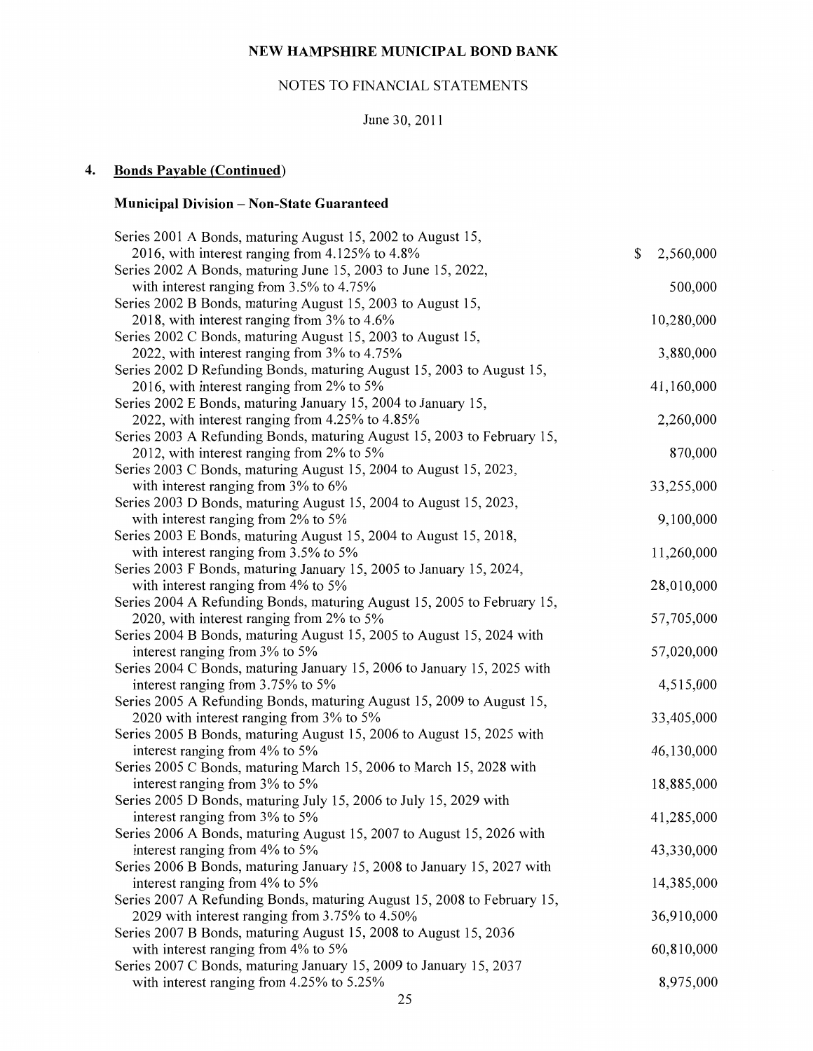# NEW HAMPSHIRE MUNICIPAL BOND BANK

NOTES TO FINANCIAL STATEMENTS

June 30, 2011

## 4. Bonds Payable (Continued)

### Municipal Division – Non-State Guaranteed

| Description | Amount |
|---|---|
| Series 2001 A Bonds, maturing August 15, 2002 to August 15, 2016, with interest ranging from 4.125% to 4.8% | $ 2,560,000 |
| Series 2002 A Bonds, maturing June 15, 2003 to June 15, 2022, with interest ranging from 3.5% to 4.75% | 500,000 |
| Series 2002 B Bonds, maturing August 15, 2003 to August 15, 2018, with interest ranging from 3% to 4.6% | 10,280,000 |
| Series 2002 C Bonds, maturing August 15, 2003 to August 15, 2022, with interest ranging from 3% to 4.75% | 3,880,000 |
| Series 2002 D Refunding Bonds, maturing August 15, 2003 to August 15, 2016, with interest ranging from 2% to 5% | 41,160,000 |
| Series 2002 E Bonds, maturing January 15, 2004 to January 15, 2022, with interest ranging from 4.25% to 4.85% | 2,260,000 |
| Series 2003 A Refunding Bonds, maturing August 15, 2003 to February 15, 2012, with interest ranging from 2% to 5% | 870,000 |
| Series 2003 C Bonds, maturing August 15, 2004 to August 15, 2023, with interest ranging from 3% to 6% | 33,255,000 |
| Series 2003 D Bonds, maturing August 15, 2004 to August 15, 2023, with interest ranging from 2% to 5% | 9,100,000 |
| Series 2003 E Bonds, maturing August 15, 2004 to August 15, 2018, with interest ranging from 3.5% to 5% | 11,260,000 |
| Series 2003 F Bonds, maturing January 15, 2005 to January 15, 2024, with interest ranging from 4% to 5% | 28,010,000 |
| Series 2004 A Refunding Bonds, maturing August 15, 2005 to February 15, 2020, with interest ranging from 2% to 5% | 57,705,000 |
| Series 2004 B Bonds, maturing August 15, 2005 to August 15, 2024 with interest ranging from 3% to 5% | 57,020,000 |
| Series 2004 C Bonds, maturing January 15, 2006 to January 15, 2025 with interest ranging from 3.75% to 5% | 4,515,000 |
| Series 2005 A Refunding Bonds, maturing August 15, 2009 to August 15, 2020 with interest ranging from 3% to 5% | 33,405,000 |
| Series 2005 B Bonds, maturing August 15, 2006 to August 15, 2025 with interest ranging from 4% to 5% | 46,130,000 |
| Series 2005 C Bonds, maturing March 15, 2006 to March 15, 2028 with interest ranging from 3% to 5% | 18,885,000 |
| Series 2005 D Bonds, maturing July 15, 2006 to July 15, 2029 with interest ranging from 3% to 5% | 41,285,000 |
| Series 2006 A Bonds, maturing August 15, 2007 to August 15, 2026 with interest ranging from 4% to 5% | 43,330,000 |
| Series 2006 B Bonds, maturing January 15, 2008 to January 15, 2027 with interest ranging from 4% to 5% | 14,385,000 |
| Series 2007 A Refunding Bonds, maturing August 15, 2008 to February 15, 2029 with interest ranging from 3.75% to 4.50% | 36,910,000 |
| Series 2007 B Bonds, maturing August 15, 2008 to August 15, 2036 with interest ranging from 4% to 5% | 60,810,000 |
| Series 2007 C Bonds, maturing January 15, 2009 to January 15, 2037 with interest ranging from 4.25% to 5.25% | 8,975,000 |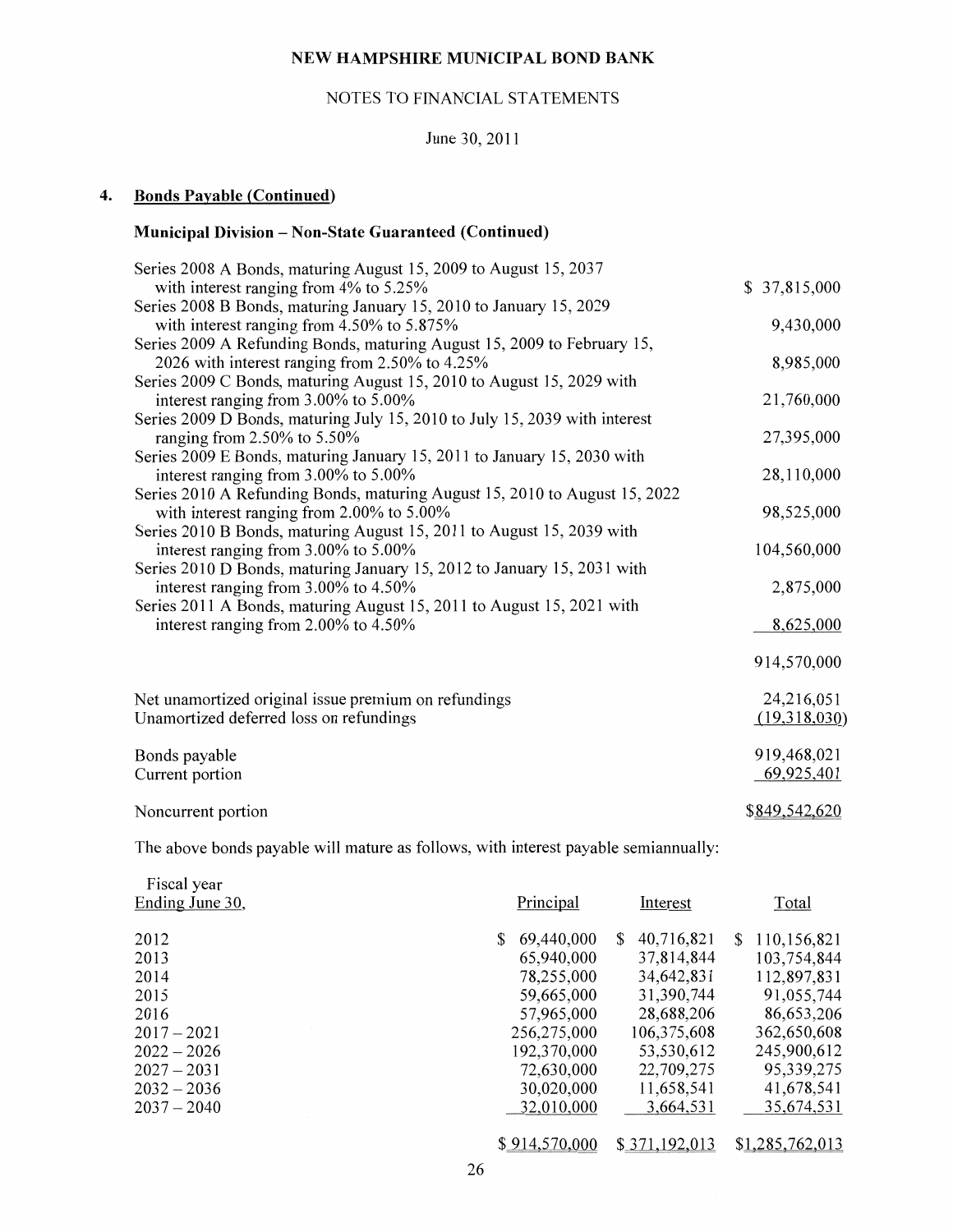NEW HAMPSHIRE MUNICIPAL BOND BANK

NOTES TO FINANCIAL STATEMENTS

June 30, 2011

## 4. Bonds Payable (Continued)

### Municipal Division – Non-State Guaranteed (Continued)

| | |
|---|---|
| Series 2008 A Bonds, maturing August 15, 2009 to August 15, 2037 with interest ranging from 4% to 5.25% | $ 37,815,000 |
| Series 2008 B Bonds, maturing January 15, 2010 to January 15, 2029 with interest ranging from 4.50% to 5.875% | 9,430,000 |
| Series 2009 A Refunding Bonds, maturing August 15, 2009 to February 15, 2026 with interest ranging from 2.50% to 4.25% | 8,985,000 |
| Series 2009 C Bonds, maturing August 15, 2010 to August 15, 2029 with interest ranging from 3.00% to 5.00% | 21,760,000 |
| Series 2009 D Bonds, maturing July 15, 2010 to July 15, 2039 with interest ranging from 2.50% to 5.50% | 27,395,000 |
| Series 2009 E Bonds, maturing January 15, 2011 to January 15, 2030 with interest ranging from 3.00% to 5.00% | 28,110,000 |
| Series 2010 A Refunding Bonds, maturing August 15, 2010 to August 15, 2022 with interest ranging from 2.00% to 5.00% | 98,525,000 |
| Series 2010 B Bonds, maturing August 15, 2011 to August 15, 2039 with interest ranging from 3.00% to 5.00% | 104,560,000 |
| Series 2010 D Bonds, maturing January 15, 2012 to January 15, 2031 with interest ranging from 3.00% to 4.50% | 2,875,000 |
| Series 2011 A Bonds, maturing August 15, 2011 to August 15, 2021 with interest ranging from 2.00% to 4.50% | 8,625,000 |
| | 914,570,000 |
| Net unamortized original issue premium on refundings | 24,216,051 |
| Unamortized deferred loss on refundings | (19,318,030) |
| Bonds payable | 919,468,021 |
| Current portion | 69,925,401 |
| Noncurrent portion | $849,542,620 |

The above bonds payable will mature as follows, with interest payable semiannually:

| Fiscal year Ending June 30, | Principal | Interest | Total |
|---|---|---|---|
| 2012 | $ 69,440,000 | $ 40,716,821 | $ 110,156,821 |
| 2013 | 65,940,000 | 37,814,844 | 103,754,844 |
| 2014 | 78,255,000 | 34,642,831 | 112,897,831 |
| 2015 | 59,665,000 | 31,390,744 | 91,055,744 |
| 2016 | 57,965,000 | 28,688,206 | 86,653,206 |
| 2017 – 2021 | 256,275,000 | 106,375,608 | 362,650,608 |
| 2022 – 2026 | 192,370,000 | 53,530,612 | 245,900,612 |
| 2027 – 2031 | 72,630,000 | 22,709,275 | 95,339,275 |
| 2032 – 2036 | 30,020,000 | 11,658,541 | 41,678,541 |
| 2037 – 2040 | 32,010,000 | 3,664,531 | 35,674,531 |
| | $ 914,570,000 | $ 371,192,013 | $1,285,762,013 |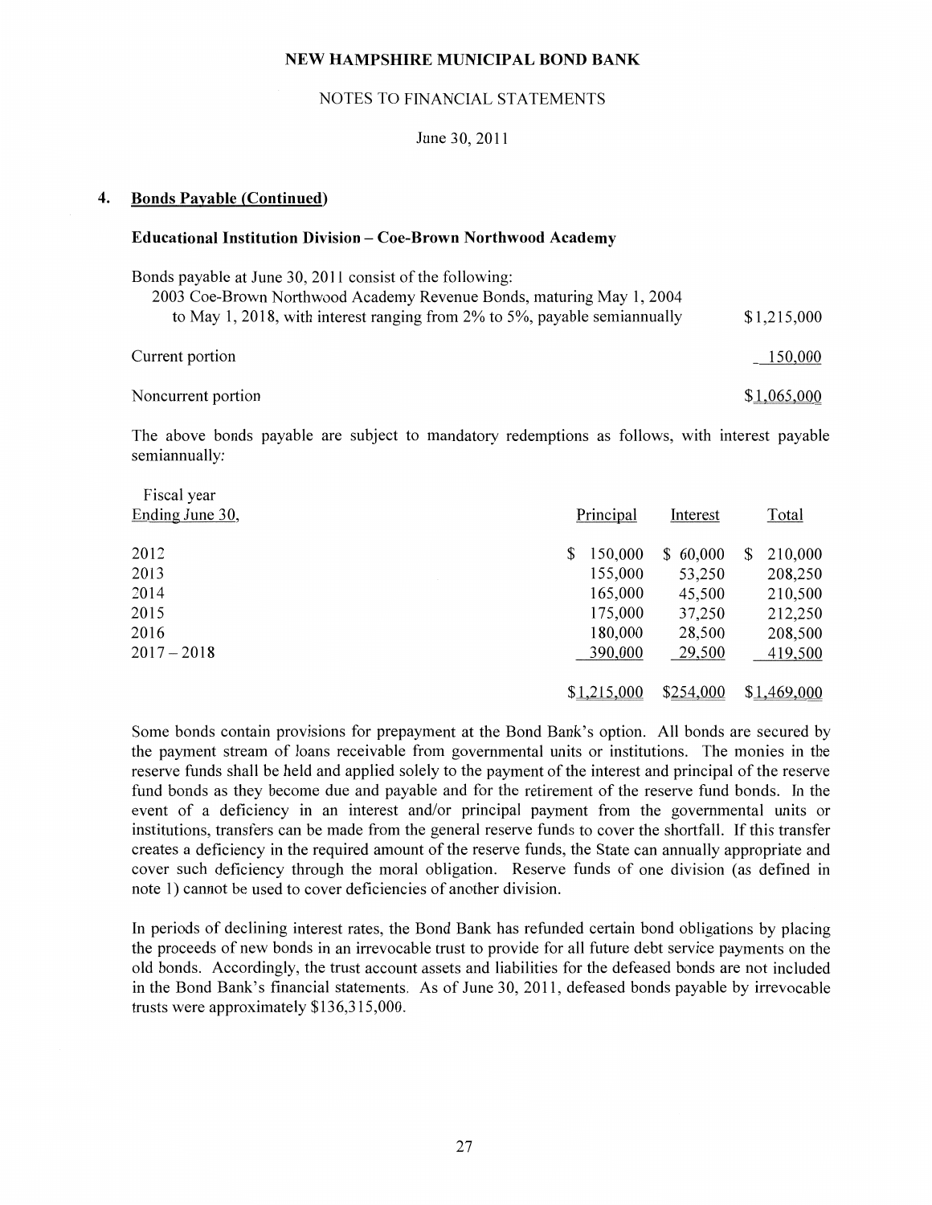NEW HAMPSHIRE MUNICIPAL BOND BANK

NOTES TO FINANCIAL STATEMENTS

June 30, 2011

## 4. Bonds Payable (Continued)

### Educational Institution Division – Coe-Brown Northwood Academy

| Bonds payable at June 30, 2011 consist of the following: | |
|---|---|
| 2003 Coe-Brown Northwood Academy Revenue Bonds, maturing May 1, 2004 to May 1, 2018, with interest ranging from 2% to 5%, payable semiannually | $1,215,000 |
| Current portion | 150,000 |
| Noncurrent portion | $1,065,000 |

The above bonds payable are subject to mandatory redemptions as follows, with interest payable semiannually:

| Fiscal year Ending June 30, | Principal | Interest | Total |
|---|---|---|---|
| 2012 | $ 150,000 | $ 60,000 | $ 210,000 |
| 2013 | 155,000 | 53,250 | 208,250 |
| 2014 | 165,000 | 45,500 | 210,500 |
| 2015 | 175,000 | 37,250 | 212,250 |
| 2016 | 180,000 | 28,500 | 208,500 |
| 2017 – 2018 | 390,000 | 29,500 | 419,500 |
| | $1,215,000 | $254,000 | $1,469,000 |

Some bonds contain provisions for prepayment at the Bond Bank's option. All bonds are secured by the payment stream of loans receivable from governmental units or institutions. The monies in the reserve funds shall be held and applied solely to the payment of the interest and principal of the reserve fund bonds as they become due and payable and for the retirement of the reserve fund bonds. In the event of a deficiency in an interest and/or principal payment from the governmental units or institutions, transfers can be made from the general reserve funds to cover the shortfall. If this transfer creates a deficiency in the required amount of the reserve funds, the State can annually appropriate and cover such deficiency through the moral obligation. Reserve funds of one division (as defined in note 1) cannot be used to cover deficiencies of another division.

In periods of declining interest rates, the Bond Bank has refunded certain bond obligations by placing the proceeds of new bonds in an irrevocable trust to provide for all future debt service payments on the old bonds. Accordingly, the trust account assets and liabilities for the defeased bonds are not included in the Bond Bank's financial statements. As of June 30, 2011, defeased bonds payable by irrevocable trusts were approximately $136,315,000.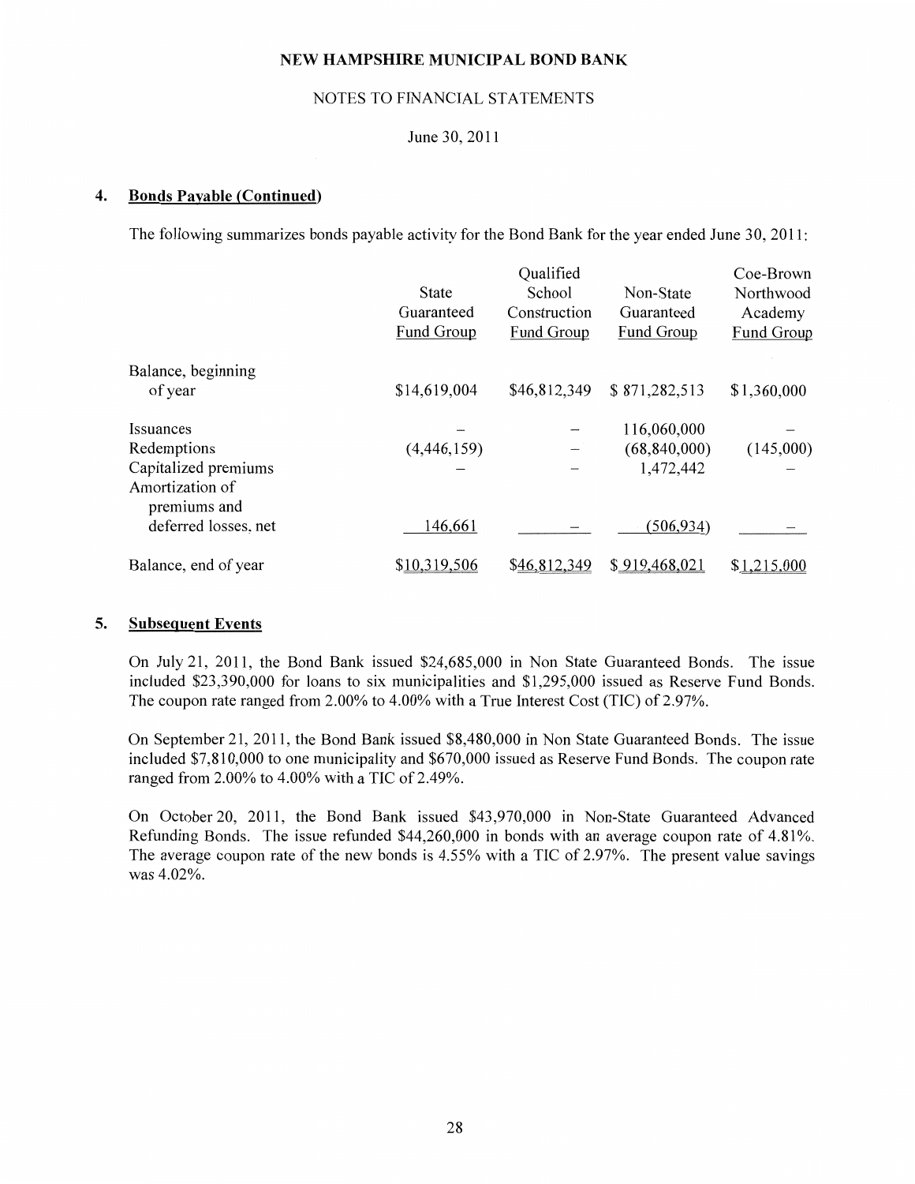NEW HAMPSHIRE MUNICIPAL BOND BANK

NOTES TO FINANCIAL STATEMENTS

June 30, 2011

## 4. Bonds Payable (Continued)

The following summarizes bonds payable activity for the Bond Bank for the year ended June 30, 2011:

| | State Guaranteed Fund Group | Qualified School Construction Fund Group | Non-State Guaranteed Fund Group | Coe-Brown Northwood Academy Fund Group |
|---|---|---|---|---|
| Balance, beginning of year | $14,619,004 | $46,812,349 | $ 871,282,513 | $1,360,000 |
| Issuances | – | – | 116,060,000 | – |
| Redemptions | (4,446,159) | – | (68,840,000) | (145,000) |
| Capitalized premiums | – | – | 1,472,442 | – |
| Amortization of premiums and deferred losses, net | 146,661 | – | (506,934) | – |
| Balance, end of year | $10,319,506 | $46,812,349 | $ 919,468,021 | $1,215,000 |

## 5. Subsequent Events

On July 21, 2011, the Bond Bank issued $24,685,000 in Non State Guaranteed Bonds. The issue included $23,390,000 for loans to six municipalities and $1,295,000 issued as Reserve Fund Bonds. The coupon rate ranged from 2.00% to 4.00% with a True Interest Cost (TIC) of 2.97%.

On September 21, 2011, the Bond Bank issued $8,480,000 in Non State Guaranteed Bonds. The issue included $7,810,000 to one municipality and $670,000 issued as Reserve Fund Bonds. The coupon rate ranged from 2.00% to 4.00% with a TIC of 2.49%.

On October 20, 2011, the Bond Bank issued $43,970,000 in Non-State Guaranteed Advanced Refunding Bonds. The issue refunded $44,260,000 in bonds with an average coupon rate of 4.81%. The average coupon rate of the new bonds is 4.55% with a TIC of 2.97%. The present value savings was 4.02%.